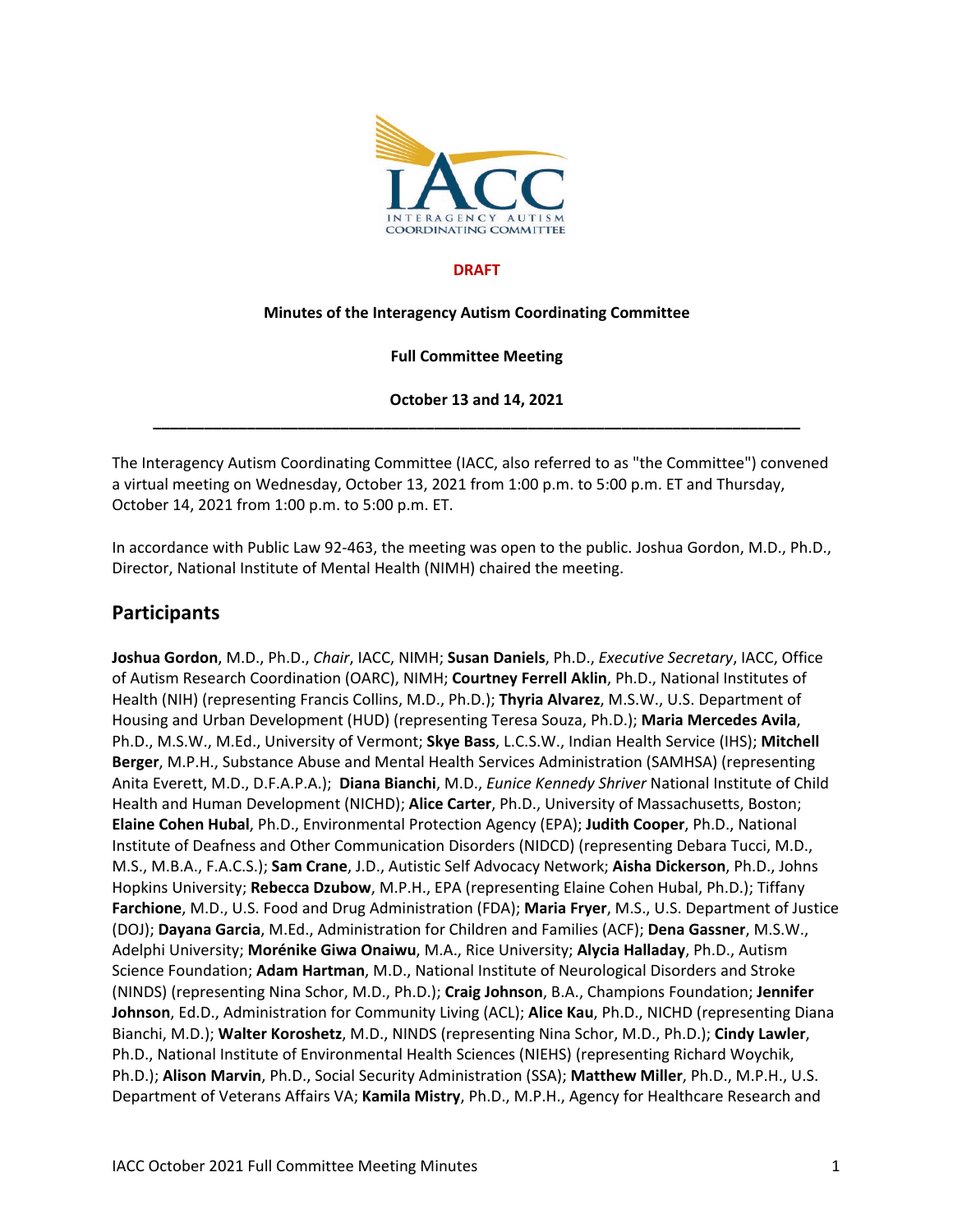**DRAFT**

**Minutes of the Interagency Autism Coordinating Committee**

**Full Committee Meeting**

**October 13 and 14, 2021**

---

The Interagency Autism Coordinating Committee (IACC, also referred to as "the Committee") convened a virtual meeting on Wednesday, October 13, 2021 from 1:00 p.m. to 5:00 p.m. ET and Thursday, October 14, 2021 from 1:00 p.m. to 5:00 p.m. ET.

In accordance with Public Law 92-463, the meeting was open to the public. Joshua Gordon, M.D., Ph.D., Director, National Institute of Mental Health (NIMH) chaired the meeting.

## Participants

**Joshua Gordon**, M.D., Ph.D., *Chair*, IACC, NIMH; **Susan Daniels**, Ph.D., *Executive Secretary*, IACC, Office of Autism Research Coordination (OARC), NIMH; **Courtney Ferrell Aklin**, Ph.D., National Institutes of Health (NIH) (representing Francis Collins, M.D., Ph.D.); **Thyria Alvarez**, M.S.W., U.S. Department of Housing and Urban Development (HUD) (representing Teresa Souza, Ph.D.); **Maria Mercedes Avila**, Ph.D., M.S.W., M.Ed., University of Vermont; **Skye Bass**, L.C.S.W., Indian Health Service (IHS); **Mitchell Berger**, M.P.H., Substance Abuse and Mental Health Services Administration (SAMHSA) (representing Anita Everett, M.D., D.F.A.P.A.); **Diana Bianchi**, M.D., *Eunice Kennedy Shriver* National Institute of Child Health and Human Development (NICHD); **Alice Carter**, Ph.D., University of Massachusetts, Boston; **Elaine Cohen Hubal**, Ph.D., Environmental Protection Agency (EPA); **Judith Cooper**, Ph.D., National Institute of Deafness and Other Communication Disorders (NIDCD) (representing Debara Tucci, M.D., M.S., M.B.A., F.A.C.S.); **Sam Crane**, J.D., Autistic Self Advocacy Network; **Aisha Dickerson**, Ph.D., Johns Hopkins University; **Rebecca Dzubow**, M.P.H., EPA (representing Elaine Cohen Hubal, Ph.D.); Tiffany **Farchione**, M.D., U.S. Food and Drug Administration (FDA); **Maria Fryer**, M.S., U.S. Department of Justice (DOJ); **Dayana Garcia**, M.Ed., Administration for Children and Families (ACF); **Dena Gassner**, M.S.W., Adelphi University; **Morénike Giwa Onaiwu**, M.A., Rice University; **Alycia Halladay**, Ph.D., Autism Science Foundation; **Adam Hartman**, M.D., National Institute of Neurological Disorders and Stroke (NINDS) (representing Nina Schor, M.D., Ph.D.); **Craig Johnson**, B.A., Champions Foundation; **Jennifer Johnson**, Ed.D., Administration for Community Living (ACL); **Alice Kau**, Ph.D., NICHD (representing Diana Bianchi, M.D.); **Walter Koroshetz**, M.D., NINDS (representing Nina Schor, M.D., Ph.D.); **Cindy Lawler**, Ph.D., National Institute of Environmental Health Sciences (NIEHS) (representing Richard Woychik, Ph.D.); **Alison Marvin**, Ph.D., Social Security Administration (SSA); **Matthew Miller**, Ph.D., M.P.H., U.S. Department of Veterans Affairs VA; **Kamila Mistry**, Ph.D., M.P.H., Agency for Healthcare Research and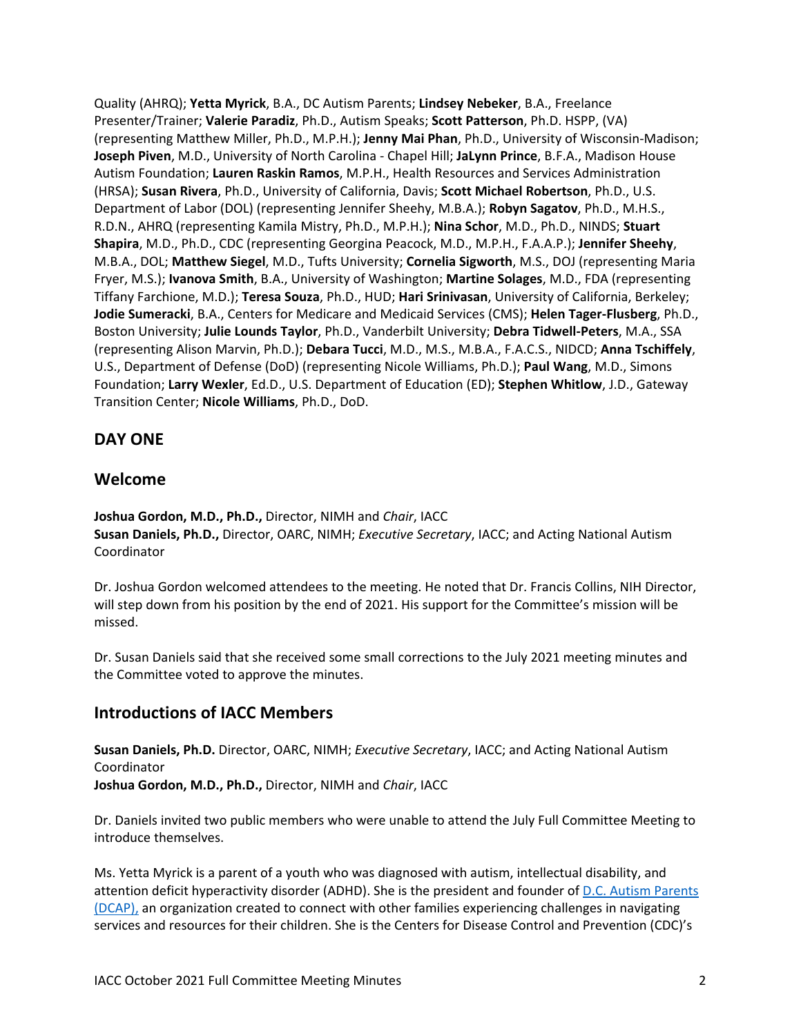Quality (AHRQ); **Yetta Myrick**, B.A., DC Autism Parents; **Lindsey Nebeker**, B.A., Freelance Presenter/Trainer; **Valerie Paradiz**, Ph.D., Autism Speaks; **Scott Patterson**, Ph.D. HSPP, (VA) (representing Matthew Miller, Ph.D., M.P.H.); **Jenny Mai Phan**, Ph.D., University of Wisconsin-Madison; **Joseph Piven**, M.D., University of North Carolina - Chapel Hill; **JaLynn Prince**, B.F.A., Madison House Autism Foundation; **Lauren Raskin Ramos**, M.P.H., Health Resources and Services Administration (HRSA); **Susan Rivera**, Ph.D., University of California, Davis; **Scott Michael Robertson**, Ph.D., U.S. Department of Labor (DOL) (representing Jennifer Sheehy, M.B.A.); **Robyn Sagatov**, Ph.D., M.H.S., R.D.N., AHRQ (representing Kamila Mistry, Ph.D., M.P.H.); **Nina Schor**, M.D., Ph.D., NINDS; **Stuart Shapira**, M.D., Ph.D., CDC (representing Georgina Peacock, M.D., M.P.H., F.A.A.P.); **Jennifer Sheehy**, M.B.A., DOL; **Matthew Siegel**, M.D., Tufts University; **Cornelia Sigworth**, M.S., DOJ (representing Maria Fryer, M.S.); **Ivanova Smith**, B.A., University of Washington; **Martine Solages**, M.D., FDA (representing Tiffany Farchione, M.D.); **Teresa Souza**, Ph.D., HUD; **Hari Srinivasan**, University of California, Berkeley; **Jodie Sumeracki**, B.A., Centers for Medicare and Medicaid Services (CMS); **Helen Tager-Flusberg**, Ph.D., Boston University; **Julie Lounds Taylor**, Ph.D., Vanderbilt University; **Debra Tidwell-Peters**, M.A., SSA (representing Alison Marvin, Ph.D.); **Debara Tucci**, M.D., M.S., M.B.A., F.A.C.S., NIDCD; **Anna Tschiffely**, U.S., Department of Defense (DoD) (representing Nicole Williams, Ph.D.); **Paul Wang**, M.D., Simons Foundation; **Larry Wexler**, Ed.D., U.S. Department of Education (ED); **Stephen Whitlow**, J.D., Gateway Transition Center; **Nicole Williams**, Ph.D., DoD.

## DAY ONE

## Welcome

**Joshua Gordon, M.D., Ph.D.,** Director, NIMH and *Chair*, IACC
**Susan Daniels, Ph.D.,** Director, OARC, NIMH; *Executive Secretary*, IACC; and Acting National Autism Coordinator

Dr. Joshua Gordon welcomed attendees to the meeting. He noted that Dr. Francis Collins, NIH Director, will step down from his position by the end of 2021. His support for the Committee's mission will be missed.

Dr. Susan Daniels said that she received some small corrections to the July 2021 meeting minutes and the Committee voted to approve the minutes.

## Introductions of IACC Members

**Susan Daniels, Ph.D.** Director, OARC, NIMH; *Executive Secretary*, IACC; and Acting National Autism Coordinator
**Joshua Gordon, M.D., Ph.D.,** Director, NIMH and *Chair*, IACC

Dr. Daniels invited two public members who were unable to attend the July Full Committee Meeting to introduce themselves.

Ms. Yetta Myrick is a parent of a youth who was diagnosed with autism, intellectual disability, and attention deficit hyperactivity disorder (ADHD). She is the president and founder of [D.C. Autism Parents (DCAP),](#) an organization created to connect with other families experiencing challenges in navigating services and resources for their children. She is the Centers for Disease Control and Prevention (CDC)'s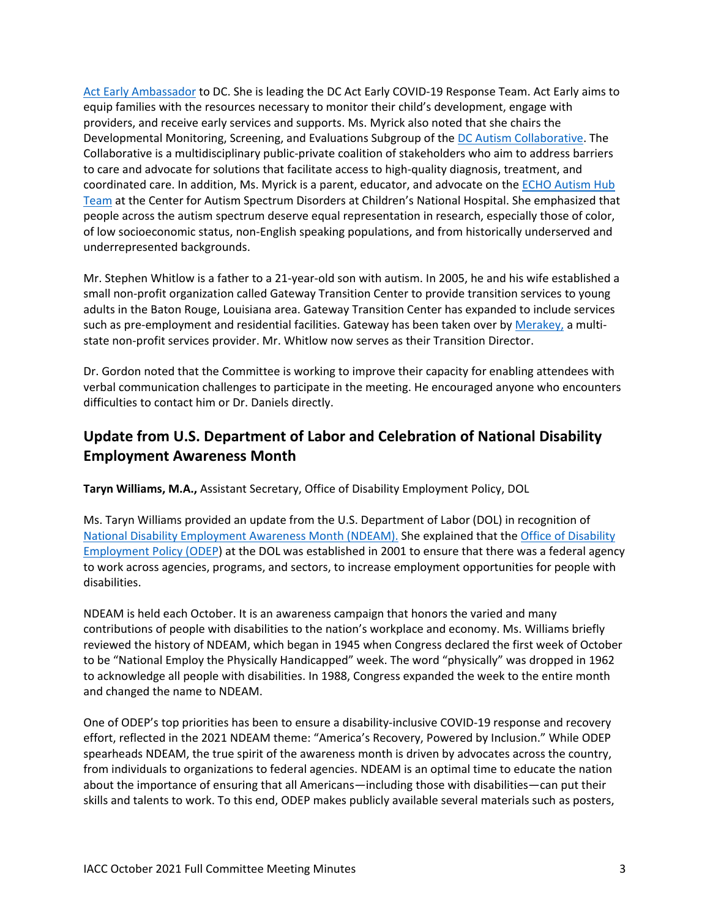Act Early Ambassador to DC. She is leading the DC Act Early COVID-19 Response Team. Act Early aims to equip families with the resources necessary to monitor their child's development, engage with providers, and receive early services and supports. Ms. Myrick also noted that she chairs the Developmental Monitoring, Screening, and Evaluations Subgroup of the DC Autism Collaborative. The Collaborative is a multidisciplinary public-private coalition of stakeholders who aim to address barriers to care and advocate for solutions that facilitate access to high-quality diagnosis, treatment, and coordinated care. In addition, Ms. Myrick is a parent, educator, and advocate on the ECHO Autism Hub Team at the Center for Autism Spectrum Disorders at Children's National Hospital. She emphasized that people across the autism spectrum deserve equal representation in research, especially those of color, of low socioeconomic status, non-English speaking populations, and from historically underserved and underrepresented backgrounds.

Mr. Stephen Whitlow is a father to a 21-year-old son with autism. In 2005, he and his wife established a small non-profit organization called Gateway Transition Center to provide transition services to young adults in the Baton Rouge, Louisiana area. Gateway Transition Center has expanded to include services such as pre-employment and residential facilities. Gateway has been taken over by Merakey, a multi-state non-profit services provider. Mr. Whitlow now serves as their Transition Director.

Dr. Gordon noted that the Committee is working to improve their capacity for enabling attendees with verbal communication challenges to participate in the meeting. He encouraged anyone who encounters difficulties to contact him or Dr. Daniels directly.

## Update from U.S. Department of Labor and Celebration of National Disability Employment Awareness Month

**Taryn Williams, M.A.,** Assistant Secretary, Office of Disability Employment Policy, DOL

Ms. Taryn Williams provided an update from the U.S. Department of Labor (DOL) in recognition of National Disability Employment Awareness Month (NDEAM). She explained that the Office of Disability Employment Policy (ODEP) at the DOL was established in 2001 to ensure that there was a federal agency to work across agencies, programs, and sectors, to increase employment opportunities for people with disabilities.

NDEAM is held each October. It is an awareness campaign that honors the varied and many contributions of people with disabilities to the nation's workplace and economy. Ms. Williams briefly reviewed the history of NDEAM, which began in 1945 when Congress declared the first week of October to be "National Employ the Physically Handicapped" week. The word "physically" was dropped in 1962 to acknowledge all people with disabilities. In 1988, Congress expanded the week to the entire month and changed the name to NDEAM.

One of ODEP's top priorities has been to ensure a disability-inclusive COVID-19 response and recovery effort, reflected in the 2021 NDEAM theme: "America's Recovery, Powered by Inclusion." While ODEP spearheads NDEAM, the true spirit of the awareness month is driven by advocates across the country, from individuals to organizations to federal agencies. NDEAM is an optimal time to educate the nation about the importance of ensuring that all Americans—including those with disabilities—can put their skills and talents to work. To this end, ODEP makes publicly available several materials such as posters,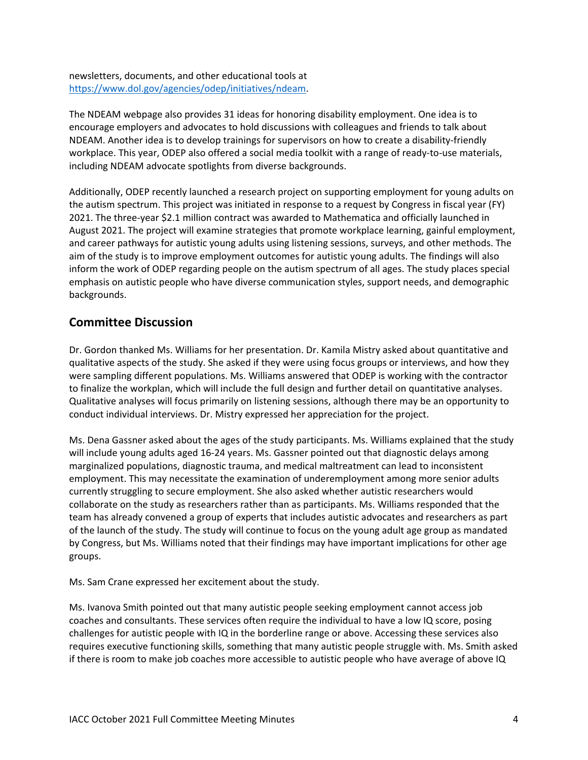newsletters, documents, and other educational tools at https://www.dol.gov/agencies/odep/initiatives/ndeam.

The NDEAM webpage also provides 31 ideas for honoring disability employment. One idea is to encourage employers and advocates to hold discussions with colleagues and friends to talk about NDEAM. Another idea is to develop trainings for supervisors on how to create a disability-friendly workplace. This year, ODEP also offered a social media toolkit with a range of ready-to-use materials, including NDEAM advocate spotlights from diverse backgrounds.

Additionally, ODEP recently launched a research project on supporting employment for young adults on the autism spectrum. This project was initiated in response to a request by Congress in fiscal year (FY) 2021. The three-year $2.1 million contract was awarded to Mathematica and officially launched in August 2021. The project will examine strategies that promote workplace learning, gainful employment, and career pathways for autistic young adults using listening sessions, surveys, and other methods. The aim of the study is to improve employment outcomes for autistic young adults. The findings will also inform the work of ODEP regarding people on the autism spectrum of all ages. The study places special emphasis on autistic people who have diverse communication styles, support needs, and demographic backgrounds.

## Committee Discussion

Dr. Gordon thanked Ms. Williams for her presentation. Dr. Kamila Mistry asked about quantitative and qualitative aspects of the study. She asked if they were using focus groups or interviews, and how they were sampling different populations. Ms. Williams answered that ODEP is working with the contractor to finalize the workplan, which will include the full design and further detail on quantitative analyses. Qualitative analyses will focus primarily on listening sessions, although there may be an opportunity to conduct individual interviews. Dr. Mistry expressed her appreciation for the project.

Ms. Dena Gassner asked about the ages of the study participants. Ms. Williams explained that the study will include young adults aged 16-24 years. Ms. Gassner pointed out that diagnostic delays among marginalized populations, diagnostic trauma, and medical maltreatment can lead to inconsistent employment. This may necessitate the examination of underemployment among more senior adults currently struggling to secure employment. She also asked whether autistic researchers would collaborate on the study as researchers rather than as participants. Ms. Williams responded that the team has already convened a group of experts that includes autistic advocates and researchers as part of the launch of the study. The study will continue to focus on the young adult age group as mandated by Congress, but Ms. Williams noted that their findings may have important implications for other age groups.

Ms. Sam Crane expressed her excitement about the study.

Ms. Ivanova Smith pointed out that many autistic people seeking employment cannot access job coaches and consultants. These services often require the individual to have a low IQ score, posing challenges for autistic people with IQ in the borderline range or above. Accessing these services also requires executive functioning skills, something that many autistic people struggle with. Ms. Smith asked if there is room to make job coaches more accessible to autistic people who have average of above IQ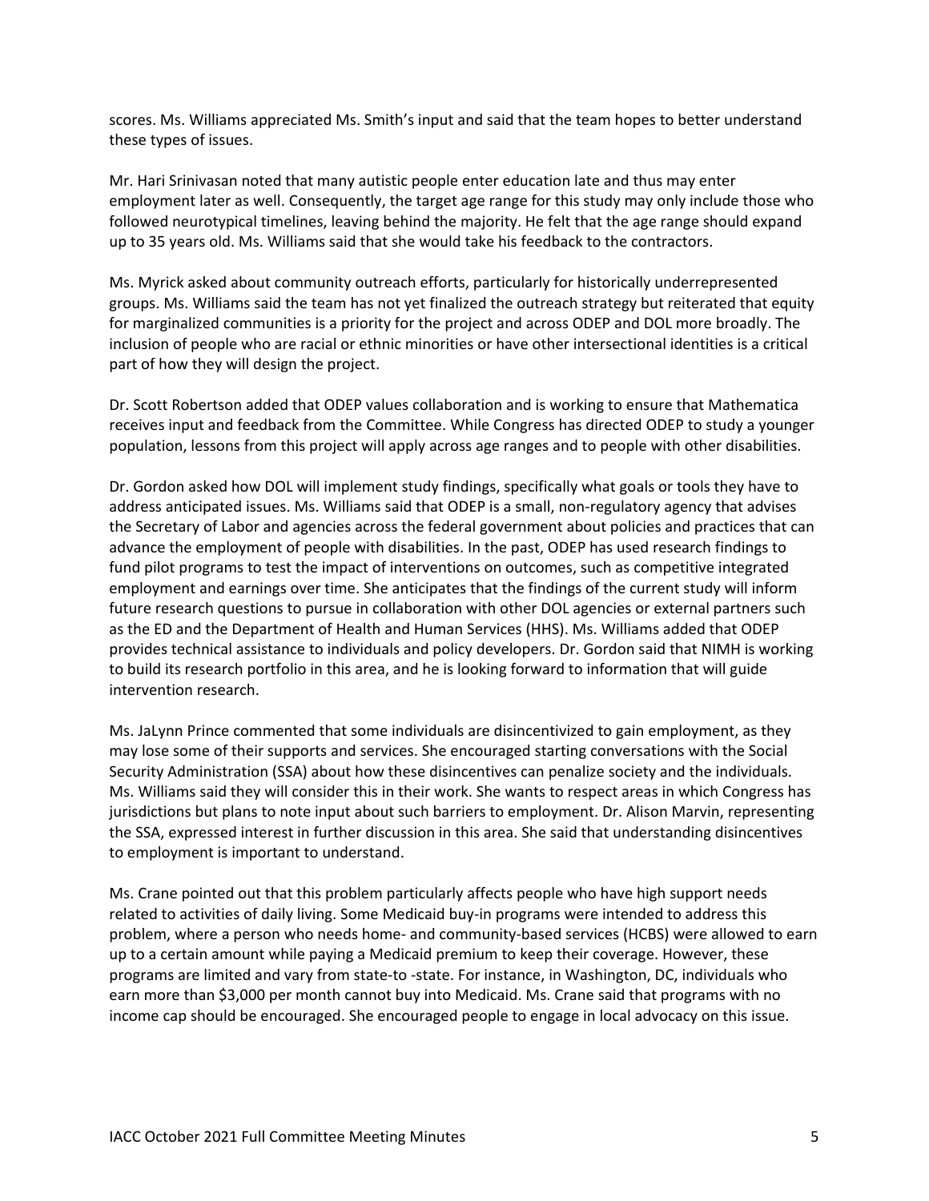scores. Ms. Williams appreciated Ms. Smith's input and said that the team hopes to better understand these types of issues.

Mr. Hari Srinivasan noted that many autistic people enter education late and thus may enter employment later as well. Consequently, the target age range for this study may only include those who followed neurotypical timelines, leaving behind the majority. He felt that the age range should expand up to 35 years old. Ms. Williams said that she would take his feedback to the contractors.

Ms. Myrick asked about community outreach efforts, particularly for historically underrepresented groups. Ms. Williams said the team has not yet finalized the outreach strategy but reiterated that equity for marginalized communities is a priority for the project and across ODEP and DOL more broadly. The inclusion of people who are racial or ethnic minorities or have other intersectional identities is a critical part of how they will design the project.

Dr. Scott Robertson added that ODEP values collaboration and is working to ensure that Mathematica receives input and feedback from the Committee. While Congress has directed ODEP to study a younger population, lessons from this project will apply across age ranges and to people with other disabilities.

Dr. Gordon asked how DOL will implement study findings, specifically what goals or tools they have to address anticipated issues. Ms. Williams said that ODEP is a small, non-regulatory agency that advises the Secretary of Labor and agencies across the federal government about policies and practices that can advance the employment of people with disabilities. In the past, ODEP has used research findings to fund pilot programs to test the impact of interventions on outcomes, such as competitive integrated employment and earnings over time. She anticipates that the findings of the current study will inform future research questions to pursue in collaboration with other DOL agencies or external partners such as the ED and the Department of Health and Human Services (HHS). Ms. Williams added that ODEP provides technical assistance to individuals and policy developers. Dr. Gordon said that NIMH is working to build its research portfolio in this area, and he is looking forward to information that will guide intervention research.

Ms. JaLynn Prince commented that some individuals are disincentivized to gain employment, as they may lose some of their supports and services. She encouraged starting conversations with the Social Security Administration (SSA) about how these disincentives can penalize society and the individuals. Ms. Williams said they will consider this in their work. She wants to respect areas in which Congress has jurisdictions but plans to note input about such barriers to employment. Dr. Alison Marvin, representing the SSA, expressed interest in further discussion in this area. She said that understanding disincentives to employment is important to understand.

Ms. Crane pointed out that this problem particularly affects people who have high support needs related to activities of daily living. Some Medicaid buy-in programs were intended to address this problem, where a person who needs home- and community-based services (HCBS) were allowed to earn up to a certain amount while paying a Medicaid premium to keep their coverage. However, these programs are limited and vary from state-to -state. For instance, in Washington, DC, individuals who earn more than $3,000 per month cannot buy into Medicaid. Ms. Crane said that programs with no income cap should be encouraged. She encouraged people to engage in local advocacy on this issue.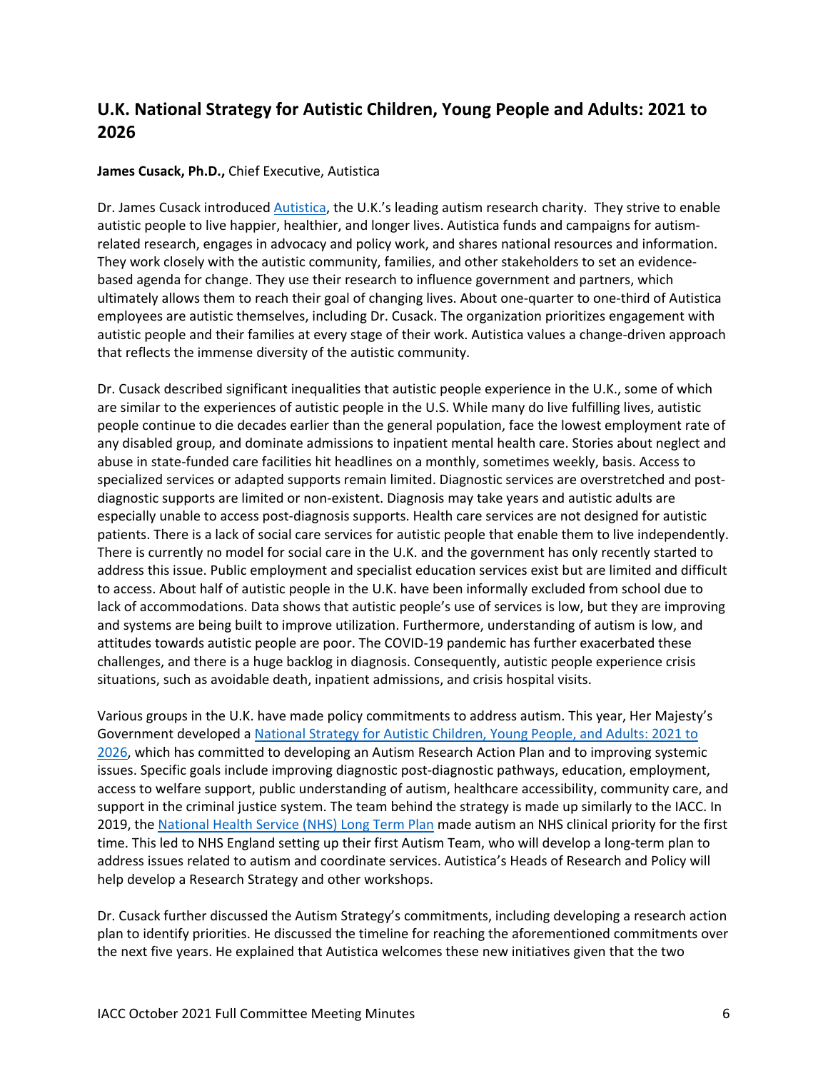## U.K. National Strategy for Autistic Children, Young People and Adults: 2021 to 2026

**James Cusack, Ph.D.,** Chief Executive, Autistica

Dr. James Cusack introduced Autistica, the U.K.'s leading autism research charity. They strive to enable autistic people to live happier, healthier, and longer lives. Autistica funds and campaigns for autism-related research, engages in advocacy and policy work, and shares national resources and information. They work closely with the autistic community, families, and other stakeholders to set an evidence-based agenda for change. They use their research to influence government and partners, which ultimately allows them to reach their goal of changing lives. About one-quarter to one-third of Autistica employees are autistic themselves, including Dr. Cusack. The organization prioritizes engagement with autistic people and their families at every stage of their work. Autistica values a change-driven approach that reflects the immense diversity of the autistic community.

Dr. Cusack described significant inequalities that autistic people experience in the U.K., some of which are similar to the experiences of autistic people in the U.S. While many do live fulfilling lives, autistic people continue to die decades earlier than the general population, face the lowest employment rate of any disabled group, and dominate admissions to inpatient mental health care. Stories about neglect and abuse in state-funded care facilities hit headlines on a monthly, sometimes weekly, basis. Access to specialized services or adapted supports remain limited. Diagnostic services are overstretched and post-diagnostic supports are limited or non-existent. Diagnosis may take years and autistic adults are especially unable to access post-diagnosis supports. Health care services are not designed for autistic patients. There is a lack of social care services for autistic people that enable them to live independently. There is currently no model for social care in the U.K. and the government has only recently started to address this issue. Public employment and specialist education services exist but are limited and difficult to access. About half of autistic people in the U.K. have been informally excluded from school due to lack of accommodations. Data shows that autistic people's use of services is low, but they are improving and systems are being built to improve utilization. Furthermore, understanding of autism is low, and attitudes towards autistic people are poor. The COVID-19 pandemic has further exacerbated these challenges, and there is a huge backlog in diagnosis. Consequently, autistic people experience crisis situations, such as avoidable death, inpatient admissions, and crisis hospital visits.

Various groups in the U.K. have made policy commitments to address autism. This year, Her Majesty's Government developed a National Strategy for Autistic Children, Young People, and Adults: 2021 to 2026, which has committed to developing an Autism Research Action Plan and to improving systemic issues. Specific goals include improving diagnostic post-diagnostic pathways, education, employment, access to welfare support, public understanding of autism, healthcare accessibility, community care, and support in the criminal justice system. The team behind the strategy is made up similarly to the IACC. In 2019, the National Health Service (NHS) Long Term Plan made autism an NHS clinical priority for the first time. This led to NHS England setting up their first Autism Team, who will develop a long-term plan to address issues related to autism and coordinate services. Autistica's Heads of Research and Policy will help develop a Research Strategy and other workshops.

Dr. Cusack further discussed the Autism Strategy's commitments, including developing a research action plan to identify priorities. He discussed the timeline for reaching the aforementioned commitments over the next five years. He explained that Autistica welcomes these new initiatives given that the two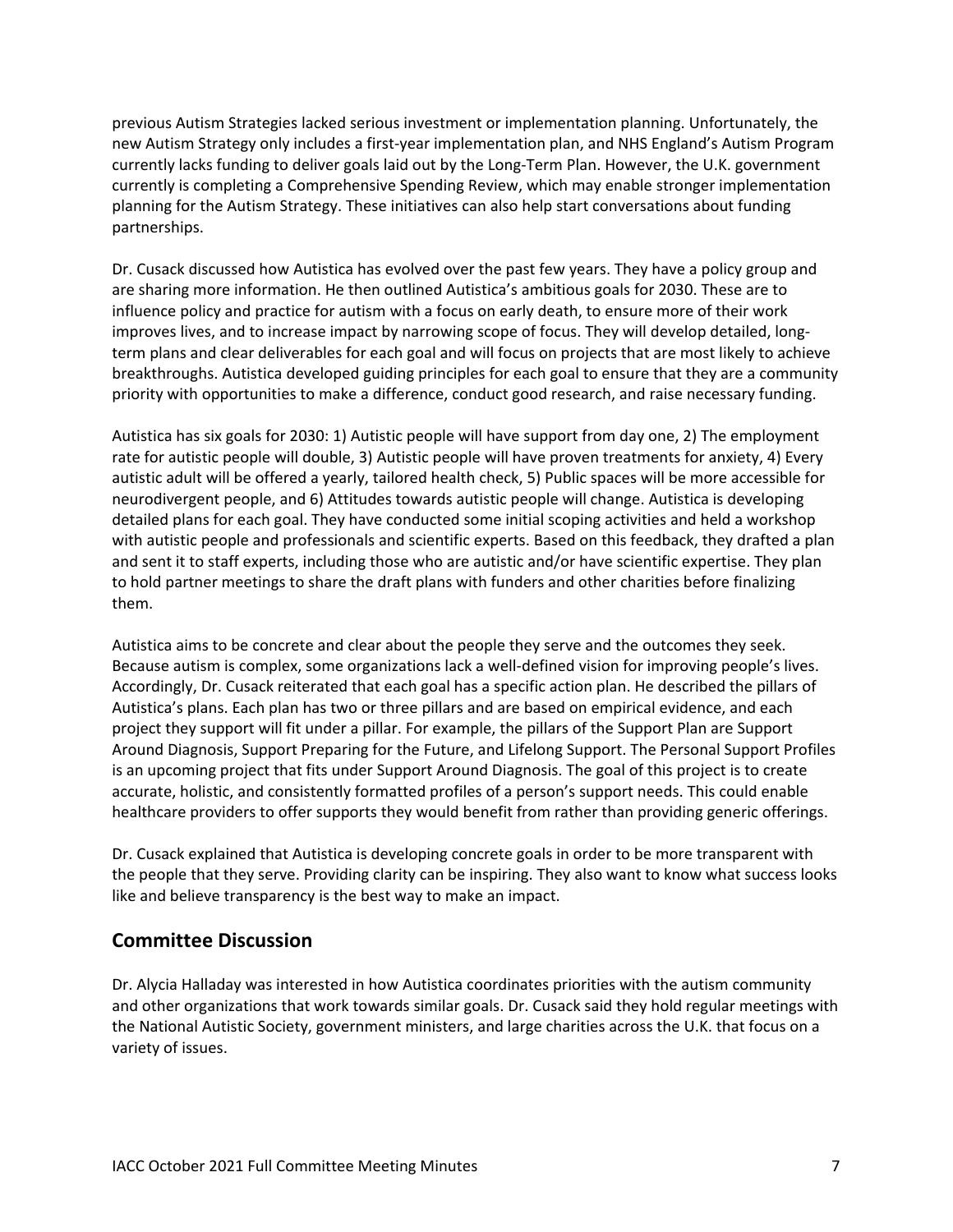previous Autism Strategies lacked serious investment or implementation planning. Unfortunately, the new Autism Strategy only includes a first-year implementation plan, and NHS England's Autism Program currently lacks funding to deliver goals laid out by the Long-Term Plan. However, the U.K. government currently is completing a Comprehensive Spending Review, which may enable stronger implementation planning for the Autism Strategy. These initiatives can also help start conversations about funding partnerships.

Dr. Cusack discussed how Autistica has evolved over the past few years. They have a policy group and are sharing more information. He then outlined Autistica's ambitious goals for 2030. These are to influence policy and practice for autism with a focus on early death, to ensure more of their work improves lives, and to increase impact by narrowing scope of focus. They will develop detailed, long-term plans and clear deliverables for each goal and will focus on projects that are most likely to achieve breakthroughs. Autistica developed guiding principles for each goal to ensure that they are a community priority with opportunities to make a difference, conduct good research, and raise necessary funding.

Autistica has six goals for 2030: 1) Autistic people will have support from day one, 2) The employment rate for autistic people will double, 3) Autistic people will have proven treatments for anxiety, 4) Every autistic adult will be offered a yearly, tailored health check, 5) Public spaces will be more accessible for neurodivergent people, and 6) Attitudes towards autistic people will change. Autistica is developing detailed plans for each goal. They have conducted some initial scoping activities and held a workshop with autistic people and professionals and scientific experts. Based on this feedback, they drafted a plan and sent it to staff experts, including those who are autistic and/or have scientific expertise. They plan to hold partner meetings to share the draft plans with funders and other charities before finalizing them.

Autistica aims to be concrete and clear about the people they serve and the outcomes they seek. Because autism is complex, some organizations lack a well-defined vision for improving people's lives. Accordingly, Dr. Cusack reiterated that each goal has a specific action plan. He described the pillars of Autistica's plans. Each plan has two or three pillars and are based on empirical evidence, and each project they support will fit under a pillar. For example, the pillars of the Support Plan are Support Around Diagnosis, Support Preparing for the Future, and Lifelong Support. The Personal Support Profiles is an upcoming project that fits under Support Around Diagnosis. The goal of this project is to create accurate, holistic, and consistently formatted profiles of a person's support needs. This could enable healthcare providers to offer supports they would benefit from rather than providing generic offerings.

Dr. Cusack explained that Autistica is developing concrete goals in order to be more transparent with the people that they serve. Providing clarity can be inspiring. They also want to know what success looks like and believe transparency is the best way to make an impact.

## Committee Discussion

Dr. Alycia Halladay was interested in how Autistica coordinates priorities with the autism community and other organizations that work towards similar goals. Dr. Cusack said they hold regular meetings with the National Autistic Society, government ministers, and large charities across the U.K. that focus on a variety of issues.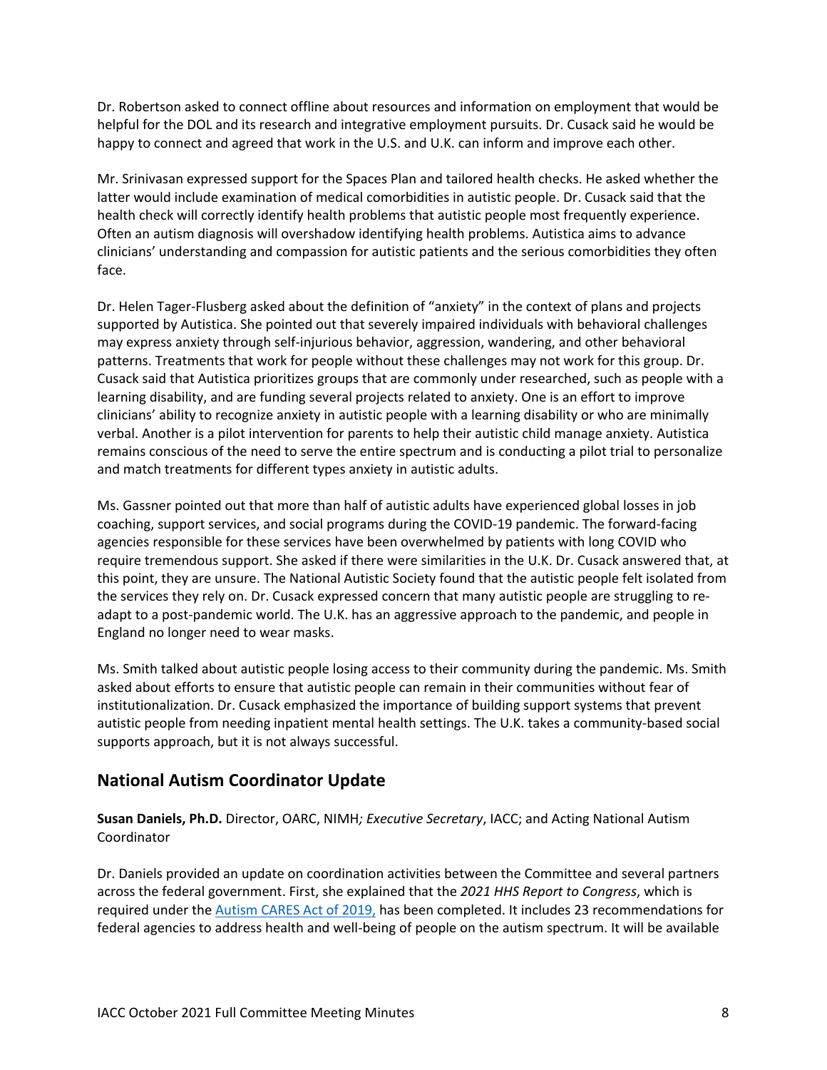Dr. Robertson asked to connect offline about resources and information on employment that would be helpful for the DOL and its research and integrative employment pursuits. Dr. Cusack said he would be happy to connect and agreed that work in the U.S. and U.K. can inform and improve each other.

Mr. Srinivasan expressed support for the Spaces Plan and tailored health checks. He asked whether the latter would include examination of medical comorbidities in autistic people. Dr. Cusack said that the health check will correctly identify health problems that autistic people most frequently experience. Often an autism diagnosis will overshadow identifying health problems. Autistica aims to advance clinicians' understanding and compassion for autistic patients and the serious comorbidities they often face.

Dr. Helen Tager-Flusberg asked about the definition of "anxiety" in the context of plans and projects supported by Autistica. She pointed out that severely impaired individuals with behavioral challenges may express anxiety through self-injurious behavior, aggression, wandering, and other behavioral patterns. Treatments that work for people without these challenges may not work for this group. Dr. Cusack said that Autistica prioritizes groups that are commonly under researched, such as people with a learning disability, and are funding several projects related to anxiety. One is an effort to improve clinicians' ability to recognize anxiety in autistic people with a learning disability or who are minimally verbal. Another is a pilot intervention for parents to help their autistic child manage anxiety. Autistica remains conscious of the need to serve the entire spectrum and is conducting a pilot trial to personalize and match treatments for different types anxiety in autistic adults.

Ms. Gassner pointed out that more than half of autistic adults have experienced global losses in job coaching, support services, and social programs during the COVID-19 pandemic. The forward-facing agencies responsible for these services have been overwhelmed by patients with long COVID who require tremendous support. She asked if there were similarities in the U.K. Dr. Cusack answered that, at this point, they are unsure. The National Autistic Society found that the autistic people felt isolated from the services they rely on. Dr. Cusack expressed concern that many autistic people are struggling to re-adapt to a post-pandemic world. The U.K. has an aggressive approach to the pandemic, and people in England no longer need to wear masks.

Ms. Smith talked about autistic people losing access to their community during the pandemic. Ms. Smith asked about efforts to ensure that autistic people can remain in their communities without fear of institutionalization. Dr. Cusack emphasized the importance of building support systems that prevent autistic people from needing inpatient mental health settings. The U.K. takes a community-based social supports approach, but it is not always successful.

## National Autism Coordinator Update

**Susan Daniels, Ph.D.** Director, OARC, NIMH*; Executive Secretary*, IACC; and Acting National Autism Coordinator

Dr. Daniels provided an update on coordination activities between the Committee and several partners across the federal government. First, she explained that the *2021 HHS Report to Congress*, which is required under the [Autism CARES Act of 2019,]() has been completed. It includes 23 recommendations for federal agencies to address health and well-being of people on the autism spectrum. It will be available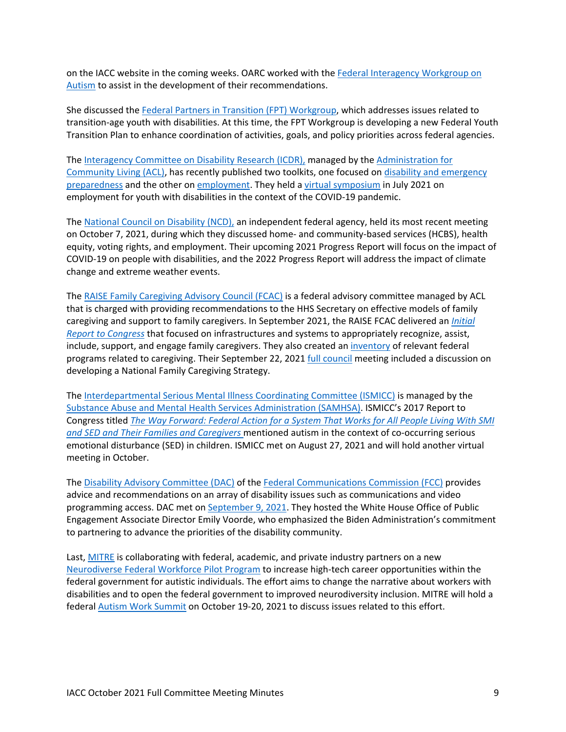on the IACC website in the coming weeks. OARC worked with the Federal Interagency Workgroup on Autism to assist in the development of their recommendations.

She discussed the Federal Partners in Transition (FPT) Workgroup, which addresses issues related to transition-age youth with disabilities. At this time, the FPT Workgroup is developing a new Federal Youth Transition Plan to enhance coordination of activities, goals, and policy priorities across federal agencies.

The Interagency Committee on Disability Research (ICDR), managed by the Administration for Community Living (ACL), has recently published two toolkits, one focused on disability and emergency preparedness and the other on employment. They held a virtual symposium in July 2021 on employment for youth with disabilities in the context of the COVID-19 pandemic.

The National Council on Disability (NCD), an independent federal agency, held its most recent meeting on October 7, 2021, during which they discussed home- and community-based services (HCBS), health equity, voting rights, and employment. Their upcoming 2021 Progress Report will focus on the impact of COVID-19 on people with disabilities, and the 2022 Progress Report will address the impact of climate change and extreme weather events.

The RAISE Family Caregiving Advisory Council (FCAC) is a federal advisory committee managed by ACL that is charged with providing recommendations to the HHS Secretary on effective models of family caregiving and support to family caregivers. In September 2021, the RAISE FCAC delivered an *Initial Report to Congress* that focused on infrastructures and systems to appropriately recognize, assist, include, support, and engage family caregivers. They also created an inventory of relevant federal programs related to caregiving. Their September 22, 2021 full council meeting included a discussion on developing a National Family Caregiving Strategy.

The Interdepartmental Serious Mental Illness Coordinating Committee (ISMICC) is managed by the Substance Abuse and Mental Health Services Administration (SAMHSA). ISMICC's 2017 Report to Congress titled *The Way Forward: Federal Action for a System That Works for All People Living With SMI and SED and Their Families and Caregivers* mentioned autism in the context of co-occurring serious emotional disturbance (SED) in children. ISMICC met on August 27, 2021 and will hold another virtual meeting in October.

The Disability Advisory Committee (DAC) of the Federal Communications Commission (FCC) provides advice and recommendations on an array of disability issues such as communications and video programming access. DAC met on September 9, 2021. They hosted the White House Office of Public Engagement Associate Director Emily Voorde, who emphasized the Biden Administration's commitment to partnering to advance the priorities of the disability community.

Last, MITRE is collaborating with federal, academic, and private industry partners on a new Neurodiverse Federal Workforce Pilot Program to increase high-tech career opportunities within the federal government for autistic individuals. The effort aims to change the narrative about workers with disabilities and to open the federal government to improved neurodiversity inclusion. MITRE will hold a federal Autism Work Summit on October 19-20, 2021 to discuss issues related to this effort.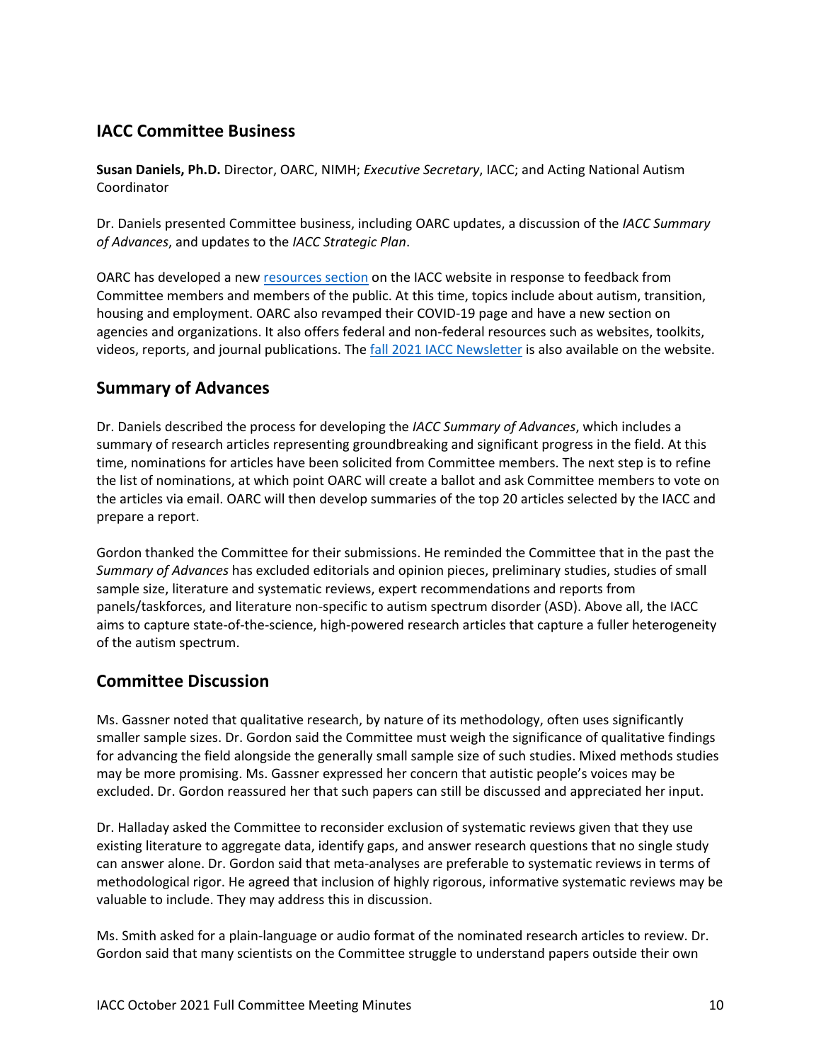## IACC Committee Business

**Susan Daniels, Ph.D.** Director, OARC, NIMH; *Executive Secretary*, IACC; and Acting National Autism Coordinator

Dr. Daniels presented Committee business, including OARC updates, a discussion of the *IACC Summary of Advances*, and updates to the *IACC Strategic Plan*.

OARC has developed a new [resources section]() on the IACC website in response to feedback from Committee members and members of the public. At this time, topics include about autism, transition, housing and employment. OARC also revamped their COVID-19 page and have a new section on agencies and organizations. It also offers federal and non-federal resources such as websites, toolkits, videos, reports, and journal publications. The [fall 2021 IACC Newsletter]() is also available on the website.

## Summary of Advances

Dr. Daniels described the process for developing the *IACC Summary of Advances*, which includes a summary of research articles representing groundbreaking and significant progress in the field. At this time, nominations for articles have been solicited from Committee members. The next step is to refine the list of nominations, at which point OARC will create a ballot and ask Committee members to vote on the articles via email. OARC will then develop summaries of the top 20 articles selected by the IACC and prepare a report.

Gordon thanked the Committee for their submissions. He reminded the Committee that in the past the *Summary of Advances* has excluded editorials and opinion pieces, preliminary studies, studies of small sample size, literature and systematic reviews, expert recommendations and reports from panels/taskforces, and literature non-specific to autism spectrum disorder (ASD). Above all, the IACC aims to capture state-of-the-science, high-powered research articles that capture a fuller heterogeneity of the autism spectrum.

## Committee Discussion

Ms. Gassner noted that qualitative research, by nature of its methodology, often uses significantly smaller sample sizes. Dr. Gordon said the Committee must weigh the significance of qualitative findings for advancing the field alongside the generally small sample size of such studies. Mixed methods studies may be more promising. Ms. Gassner expressed her concern that autistic people's voices may be excluded. Dr. Gordon reassured her that such papers can still be discussed and appreciated her input.

Dr. Halladay asked the Committee to reconsider exclusion of systematic reviews given that they use existing literature to aggregate data, identify gaps, and answer research questions that no single study can answer alone. Dr. Gordon said that meta-analyses are preferable to systematic reviews in terms of methodological rigor. He agreed that inclusion of highly rigorous, informative systematic reviews may be valuable to include. They may address this in discussion.

Ms. Smith asked for a plain-language or audio format of the nominated research articles to review. Dr. Gordon said that many scientists on the Committee struggle to understand papers outside their own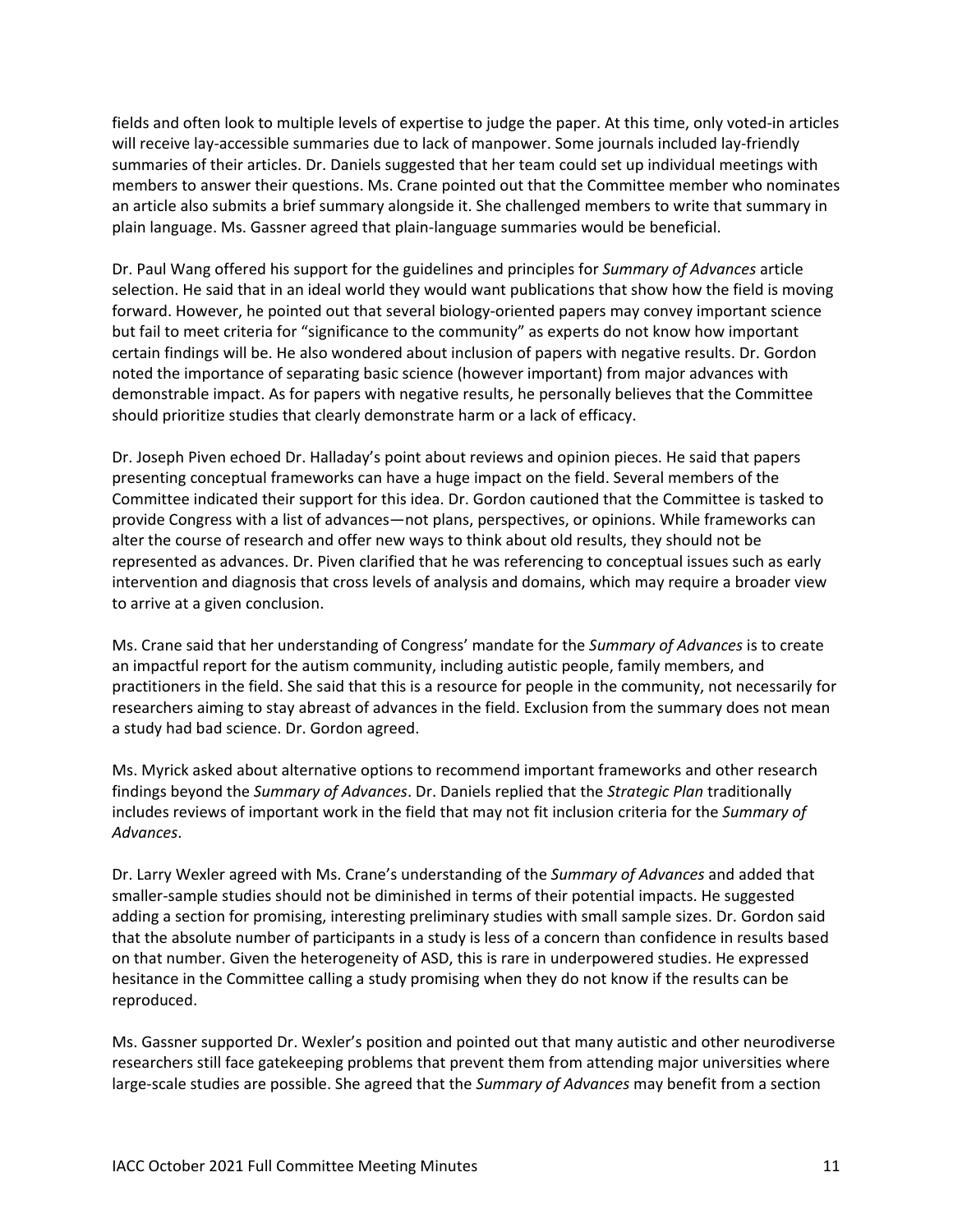fields and often look to multiple levels of expertise to judge the paper. At this time, only voted-in articles will receive lay-accessible summaries due to lack of manpower. Some journals included lay-friendly summaries of their articles. Dr. Daniels suggested that her team could set up individual meetings with members to answer their questions. Ms. Crane pointed out that the Committee member who nominates an article also submits a brief summary alongside it. She challenged members to write that summary in plain language. Ms. Gassner agreed that plain-language summaries would be beneficial.

Dr. Paul Wang offered his support for the guidelines and principles for *Summary of Advances* article selection. He said that in an ideal world they would want publications that show how the field is moving forward. However, he pointed out that several biology-oriented papers may convey important science but fail to meet criteria for "significance to the community" as experts do not know how important certain findings will be. He also wondered about inclusion of papers with negative results. Dr. Gordon noted the importance of separating basic science (however important) from major advances with demonstrable impact. As for papers with negative results, he personally believes that the Committee should prioritize studies that clearly demonstrate harm or a lack of efficacy.

Dr. Joseph Piven echoed Dr. Halladay's point about reviews and opinion pieces. He said that papers presenting conceptual frameworks can have a huge impact on the field. Several members of the Committee indicated their support for this idea. Dr. Gordon cautioned that the Committee is tasked to provide Congress with a list of advances—not plans, perspectives, or opinions. While frameworks can alter the course of research and offer new ways to think about old results, they should not be represented as advances. Dr. Piven clarified that he was referencing to conceptual issues such as early intervention and diagnosis that cross levels of analysis and domains, which may require a broader view to arrive at a given conclusion.

Ms. Crane said that her understanding of Congress' mandate for the *Summary of Advances* is to create an impactful report for the autism community, including autistic people, family members, and practitioners in the field. She said that this is a resource for people in the community, not necessarily for researchers aiming to stay abreast of advances in the field. Exclusion from the summary does not mean a study had bad science. Dr. Gordon agreed.

Ms. Myrick asked about alternative options to recommend important frameworks and other research findings beyond the *Summary of Advances*. Dr. Daniels replied that the *Strategic Plan* traditionally includes reviews of important work in the field that may not fit inclusion criteria for the *Summary of Advances*.

Dr. Larry Wexler agreed with Ms. Crane's understanding of the *Summary of Advances* and added that smaller-sample studies should not be diminished in terms of their potential impacts. He suggested adding a section for promising, interesting preliminary studies with small sample sizes. Dr. Gordon said that the absolute number of participants in a study is less of a concern than confidence in results based on that number. Given the heterogeneity of ASD, this is rare in underpowered studies. He expressed hesitance in the Committee calling a study promising when they do not know if the results can be reproduced.

Ms. Gassner supported Dr. Wexler's position and pointed out that many autistic and other neurodiverse researchers still face gatekeeping problems that prevent them from attending major universities where large-scale studies are possible. She agreed that the *Summary of Advances* may benefit from a section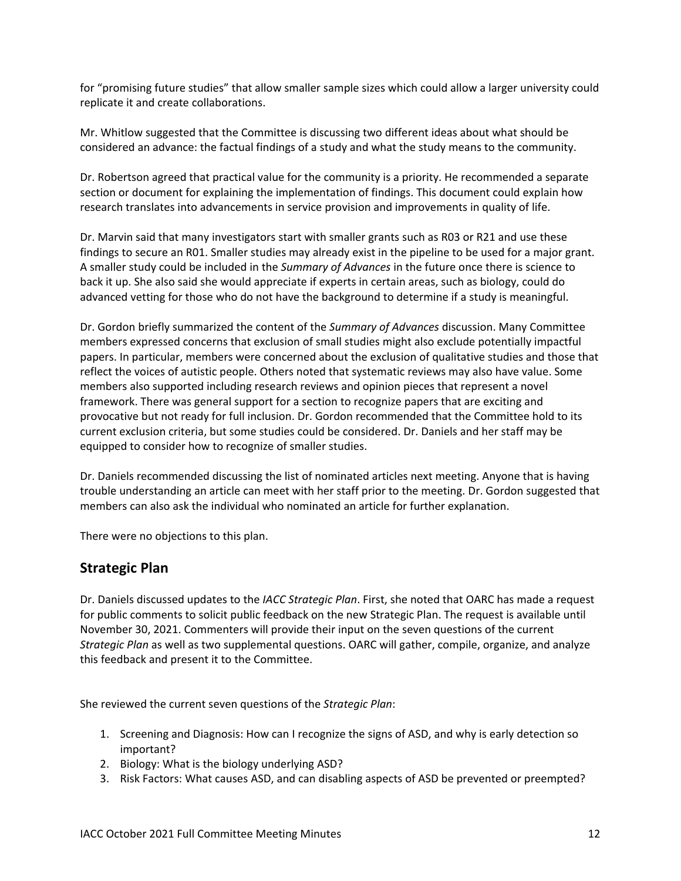for "promising future studies" that allow smaller sample sizes which could allow a larger university could replicate it and create collaborations.

Mr. Whitlow suggested that the Committee is discussing two different ideas about what should be considered an advance: the factual findings of a study and what the study means to the community.

Dr. Robertson agreed that practical value for the community is a priority. He recommended a separate section or document for explaining the implementation of findings. This document could explain how research translates into advancements in service provision and improvements in quality of life.

Dr. Marvin said that many investigators start with smaller grants such as R03 or R21 and use these findings to secure an R01. Smaller studies may already exist in the pipeline to be used for a major grant. A smaller study could be included in the *Summary of Advances* in the future once there is science to back it up. She also said she would appreciate if experts in certain areas, such as biology, could do advanced vetting for those who do not have the background to determine if a study is meaningful.

Dr. Gordon briefly summarized the content of the *Summary of Advances* discussion. Many Committee members expressed concerns that exclusion of small studies might also exclude potentially impactful papers. In particular, members were concerned about the exclusion of qualitative studies and those that reflect the voices of autistic people. Others noted that systematic reviews may also have value. Some members also supported including research reviews and opinion pieces that represent a novel framework. There was general support for a section to recognize papers that are exciting and provocative but not ready for full inclusion. Dr. Gordon recommended that the Committee hold to its current exclusion criteria, but some studies could be considered. Dr. Daniels and her staff may be equipped to consider how to recognize of smaller studies.

Dr. Daniels recommended discussing the list of nominated articles next meeting. Anyone that is having trouble understanding an article can meet with her staff prior to the meeting. Dr. Gordon suggested that members can also ask the individual who nominated an article for further explanation.

There were no objections to this plan.

## Strategic Plan

Dr. Daniels discussed updates to the *IACC Strategic Plan*. First, she noted that OARC has made a request for public comments to solicit public feedback on the new Strategic Plan. The request is available until November 30, 2021. Commenters will provide their input on the seven questions of the current *Strategic Plan* as well as two supplemental questions. OARC will gather, compile, organize, and analyze this feedback and present it to the Committee.

She reviewed the current seven questions of the *Strategic Plan*:

1. Screening and Diagnosis: How can I recognize the signs of ASD, and why is early detection so important?
2. Biology: What is the biology underlying ASD?
3. Risk Factors: What causes ASD, and can disabling aspects of ASD be prevented or preempted?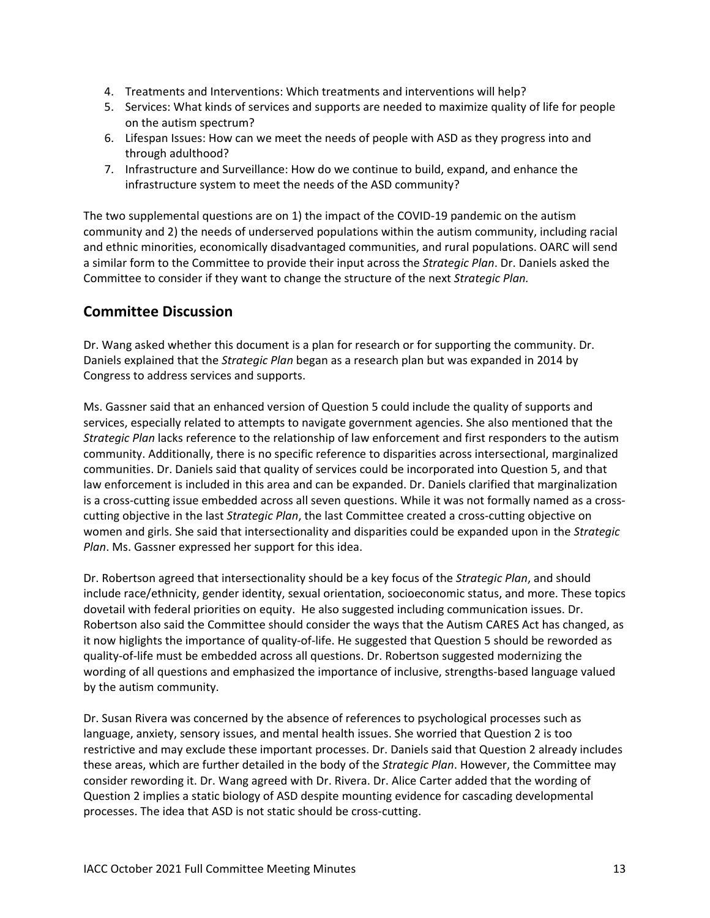4. Treatments and Interventions: Which treatments and interventions will help?
5. Services: What kinds of services and supports are needed to maximize quality of life for people on the autism spectrum?
6. Lifespan Issues: How can we meet the needs of people with ASD as they progress into and through adulthood?
7. Infrastructure and Surveillance: How do we continue to build, expand, and enhance the infrastructure system to meet the needs of the ASD community?

The two supplemental questions are on 1) the impact of the COVID-19 pandemic on the autism community and 2) the needs of underserved populations within the autism community, including racial and ethnic minorities, economically disadvantaged communities, and rural populations. OARC will send a similar form to the Committee to provide their input across the *Strategic Plan*. Dr. Daniels asked the Committee to consider if they want to change the structure of the next *Strategic Plan.*

## Committee Discussion

Dr. Wang asked whether this document is a plan for research or for supporting the community. Dr. Daniels explained that the *Strategic Plan* began as a research plan but was expanded in 2014 by Congress to address services and supports.

Ms. Gassner said that an enhanced version of Question 5 could include the quality of supports and services, especially related to attempts to navigate government agencies. She also mentioned that the *Strategic Plan* lacks reference to the relationship of law enforcement and first responders to the autism community. Additionally, there is no specific reference to disparities across intersectional, marginalized communities. Dr. Daniels said that quality of services could be incorporated into Question 5, and that law enforcement is included in this area and can be expanded. Dr. Daniels clarified that marginalization is a cross-cutting issue embedded across all seven questions. While it was not formally named as a cross-cutting objective in the last *Strategic Plan*, the last Committee created a cross-cutting objective on women and girls. She said that intersectionality and disparities could be expanded upon in the *Strategic Plan*. Ms. Gassner expressed her support for this idea.

Dr. Robertson agreed that intersectionality should be a key focus of the *Strategic Plan*, and should include race/ethnicity, gender identity, sexual orientation, socioeconomic status, and more. These topics dovetail with federal priorities on equity. He also suggested including communication issues. Dr. Robertson also said the Committee should consider the ways that the Autism CARES Act has changed, as it now higlights the importance of quality-of-life. He suggested that Question 5 should be reworded as quality-of-life must be embedded across all questions. Dr. Robertson suggested modernizing the wording of all questions and emphasized the importance of inclusive, strengths-based language valued by the autism community.

Dr. Susan Rivera was concerned by the absence of references to psychological processes such as language, anxiety, sensory issues, and mental health issues. She worried that Question 2 is too restrictive and may exclude these important processes. Dr. Daniels said that Question 2 already includes these areas, which are further detailed in the body of the *Strategic Plan*. However, the Committee may consider rewording it. Dr. Wang agreed with Dr. Rivera. Dr. Alice Carter added that the wording of Question 2 implies a static biology of ASD despite mounting evidence for cascading developmental processes. The idea that ASD is not static should be cross-cutting.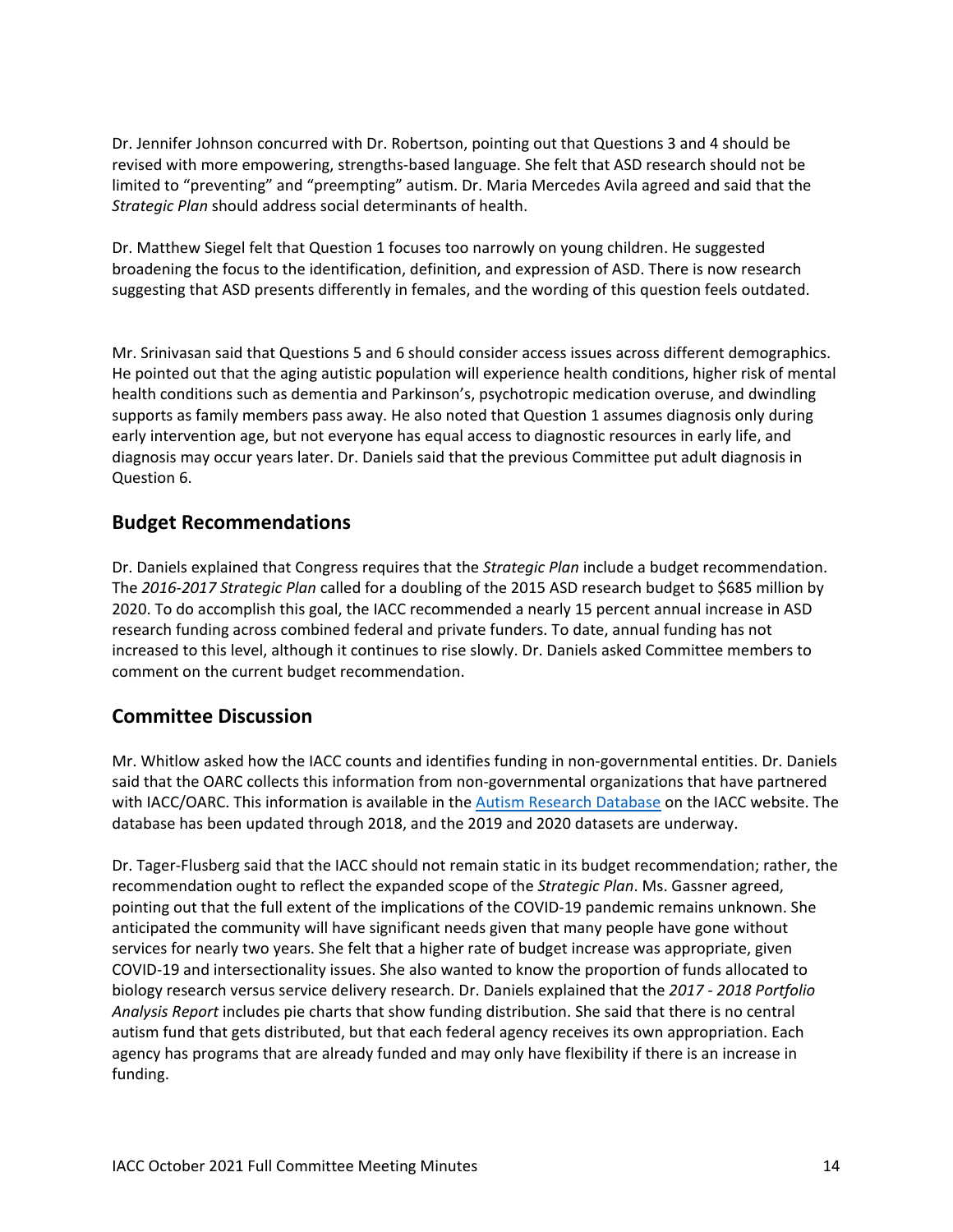Dr. Jennifer Johnson concurred with Dr. Robertson, pointing out that Questions 3 and 4 should be revised with more empowering, strengths-based language. She felt that ASD research should not be limited to "preventing" and "preempting" autism. Dr. Maria Mercedes Avila agreed and said that the *Strategic Plan* should address social determinants of health.

Dr. Matthew Siegel felt that Question 1 focuses too narrowly on young children. He suggested broadening the focus to the identification, definition, and expression of ASD. There is now research suggesting that ASD presents differently in females, and the wording of this question feels outdated.

Mr. Srinivasan said that Questions 5 and 6 should consider access issues across different demographics. He pointed out that the aging autistic population will experience health conditions, higher risk of mental health conditions such as dementia and Parkinson's, psychotropic medication overuse, and dwindling supports as family members pass away. He also noted that Question 1 assumes diagnosis only during early intervention age, but not everyone has equal access to diagnostic resources in early life, and diagnosis may occur years later. Dr. Daniels said that the previous Committee put adult diagnosis in Question 6.

## Budget Recommendations

Dr. Daniels explained that Congress requires that the *Strategic Plan* include a budget recommendation. The *2016-2017 Strategic Plan* called for a doubling of the 2015 ASD research budget to $685 million by 2020. To do accomplish this goal, the IACC recommended a nearly 15 percent annual increase in ASD research funding across combined federal and private funders. To date, annual funding has not increased to this level, although it continues to rise slowly. Dr. Daniels asked Committee members to comment on the current budget recommendation.

## Committee Discussion

Mr. Whitlow asked how the IACC counts and identifies funding in non-governmental entities. Dr. Daniels said that the OARC collects this information from non-governmental organizations that have partnered with IACC/OARC. This information is available in the Autism Research Database on the IACC website. The database has been updated through 2018, and the 2019 and 2020 datasets are underway.

Dr. Tager-Flusberg said that the IACC should not remain static in its budget recommendation; rather, the recommendation ought to reflect the expanded scope of the *Strategic Plan*. Ms. Gassner agreed, pointing out that the full extent of the implications of the COVID-19 pandemic remains unknown. She anticipated the community will have significant needs given that many people have gone without services for nearly two years. She felt that a higher rate of budget increase was appropriate, given COVID-19 and intersectionality issues. She also wanted to know the proportion of funds allocated to biology research versus service delivery research. Dr. Daniels explained that the *2017 - 2018 Portfolio Analysis Report* includes pie charts that show funding distribution. She said that there is no central autism fund that gets distributed, but that each federal agency receives its own appropriation. Each agency has programs that are already funded and may only have flexibility if there is an increase in funding.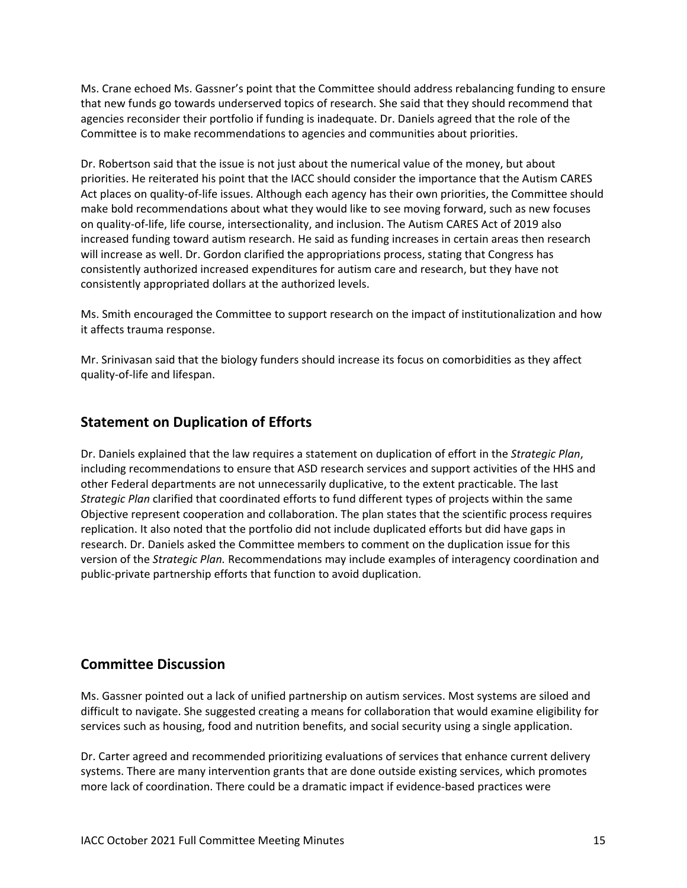Ms. Crane echoed Ms. Gassner's point that the Committee should address rebalancing funding to ensure that new funds go towards underserved topics of research. She said that they should recommend that agencies reconsider their portfolio if funding is inadequate. Dr. Daniels agreed that the role of the Committee is to make recommendations to agencies and communities about priorities.

Dr. Robertson said that the issue is not just about the numerical value of the money, but about priorities. He reiterated his point that the IACC should consider the importance that the Autism CARES Act places on quality-of-life issues. Although each agency has their own priorities, the Committee should make bold recommendations about what they would like to see moving forward, such as new focuses on quality-of-life, life course, intersectionality, and inclusion. The Autism CARES Act of 2019 also increased funding toward autism research. He said as funding increases in certain areas then research will increase as well. Dr. Gordon clarified the appropriations process, stating that Congress has consistently authorized increased expenditures for autism care and research, but they have not consistently appropriated dollars at the authorized levels.

Ms. Smith encouraged the Committee to support research on the impact of institutionalization and how it affects trauma response.

Mr. Srinivasan said that the biology funders should increase its focus on comorbidities as they affect quality-of-life and lifespan.

## Statement on Duplication of Efforts

Dr. Daniels explained that the law requires a statement on duplication of effort in the *Strategic Plan*, including recommendations to ensure that ASD research services and support activities of the HHS and other Federal departments are not unnecessarily duplicative, to the extent practicable. The last *Strategic Plan* clarified that coordinated efforts to fund different types of projects within the same Objective represent cooperation and collaboration. The plan states that the scientific process requires replication. It also noted that the portfolio did not include duplicated efforts but did have gaps in research. Dr. Daniels asked the Committee members to comment on the duplication issue for this version of the *Strategic Plan.* Recommendations may include examples of interagency coordination and public-private partnership efforts that function to avoid duplication.

## Committee Discussion

Ms. Gassner pointed out a lack of unified partnership on autism services. Most systems are siloed and difficult to navigate. She suggested creating a means for collaboration that would examine eligibility for services such as housing, food and nutrition benefits, and social security using a single application.

Dr. Carter agreed and recommended prioritizing evaluations of services that enhance current delivery systems. There are many intervention grants that are done outside existing services, which promotes more lack of coordination. There could be a dramatic impact if evidence-based practices were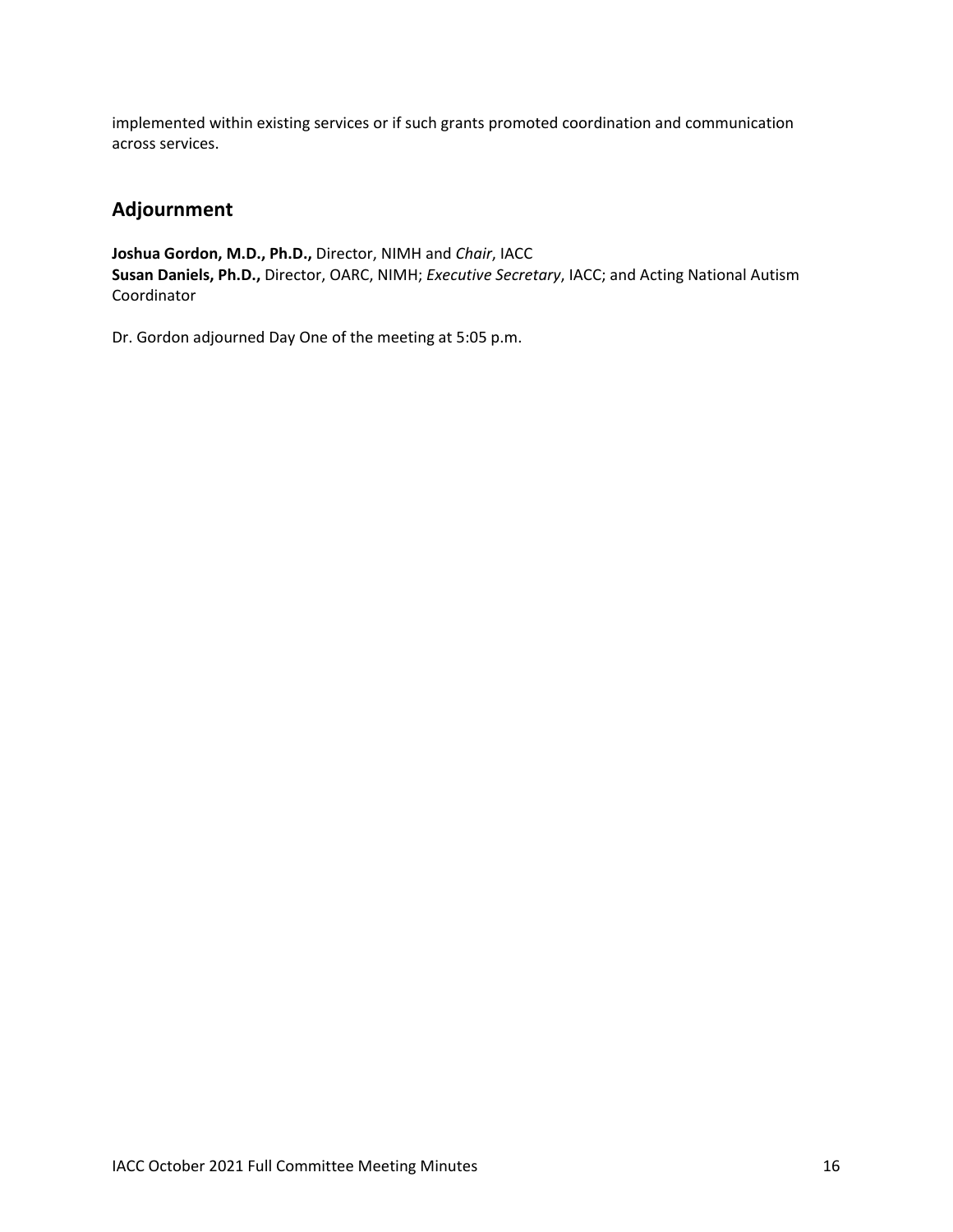implemented within existing services or if such grants promoted coordination and communication across services.

## Adjournment

**Joshua Gordon, M.D., Ph.D.,** Director, NIMH and *Chair*, IACC
**Susan Daniels, Ph.D.,** Director, OARC, NIMH; *Executive Secretary*, IACC; and Acting National Autism Coordinator

Dr. Gordon adjourned Day One of the meeting at 5:05 p.m.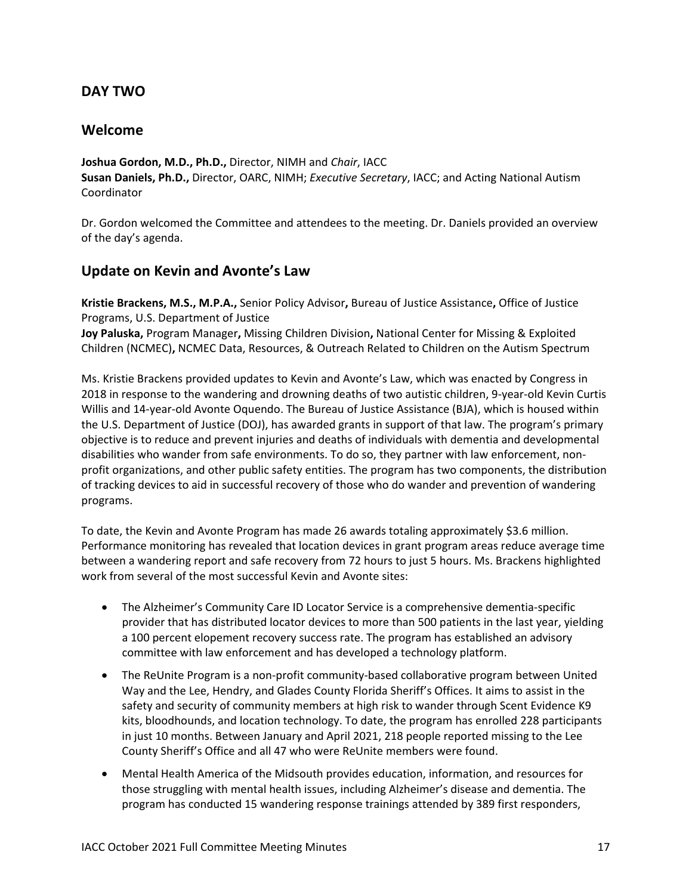## DAY TWO

## Welcome

**Joshua Gordon, M.D., Ph.D.,** Director, NIMH and *Chair*, IACC
**Susan Daniels, Ph.D.,** Director, OARC, NIMH; *Executive Secretary*, IACC; and Acting National Autism Coordinator

Dr. Gordon welcomed the Committee and attendees to the meeting. Dr. Daniels provided an overview of the day's agenda.

## Update on Kevin and Avonte's Law

**Kristie Brackens, M.S., M.P.A.,** Senior Policy Advisor**,** Bureau of Justice Assistance**,** Office of Justice Programs, U.S. Department of Justice
**Joy Paluska,** Program Manager**,** Missing Children Division**,** National Center for Missing & Exploited Children (NCMEC)**,** NCMEC Data, Resources, & Outreach Related to Children on the Autism Spectrum

Ms. Kristie Brackens provided updates to Kevin and Avonte's Law, which was enacted by Congress in 2018 in response to the wandering and drowning deaths of two autistic children, 9-year-old Kevin Curtis Willis and 14-year-old Avonte Oquendo. The Bureau of Justice Assistance (BJA), which is housed within the U.S. Department of Justice (DOJ), has awarded grants in support of that law. The program's primary objective is to reduce and prevent injuries and deaths of individuals with dementia and developmental disabilities who wander from safe environments. To do so, they partner with law enforcement, non-profit organizations, and other public safety entities. The program has two components, the distribution of tracking devices to aid in successful recovery of those who do wander and prevention of wandering programs.

To date, the Kevin and Avonte Program has made 26 awards totaling approximately $3.6 million. Performance monitoring has revealed that location devices in grant program areas reduce average time between a wandering report and safe recovery from 72 hours to just 5 hours. Ms. Brackens highlighted work from several of the most successful Kevin and Avonte sites:

- The Alzheimer's Community Care ID Locator Service is a comprehensive dementia-specific provider that has distributed locator devices to more than 500 patients in the last year, yielding a 100 percent elopement recovery success rate. The program has established an advisory committee with law enforcement and has developed a technology platform.
- The ReUnite Program is a non-profit community-based collaborative program between United Way and the Lee, Hendry, and Glades County Florida Sheriff's Offices. It aims to assist in the safety and security of community members at high risk to wander through Scent Evidence K9 kits, bloodhounds, and location technology. To date, the program has enrolled 228 participants in just 10 months. Between January and April 2021, 218 people reported missing to the Lee County Sheriff's Office and all 47 who were ReUnite members were found.
- Mental Health America of the Midsouth provides education, information, and resources for those struggling with mental health issues, including Alzheimer's disease and dementia. The program has conducted 15 wandering response trainings attended by 389 first responders,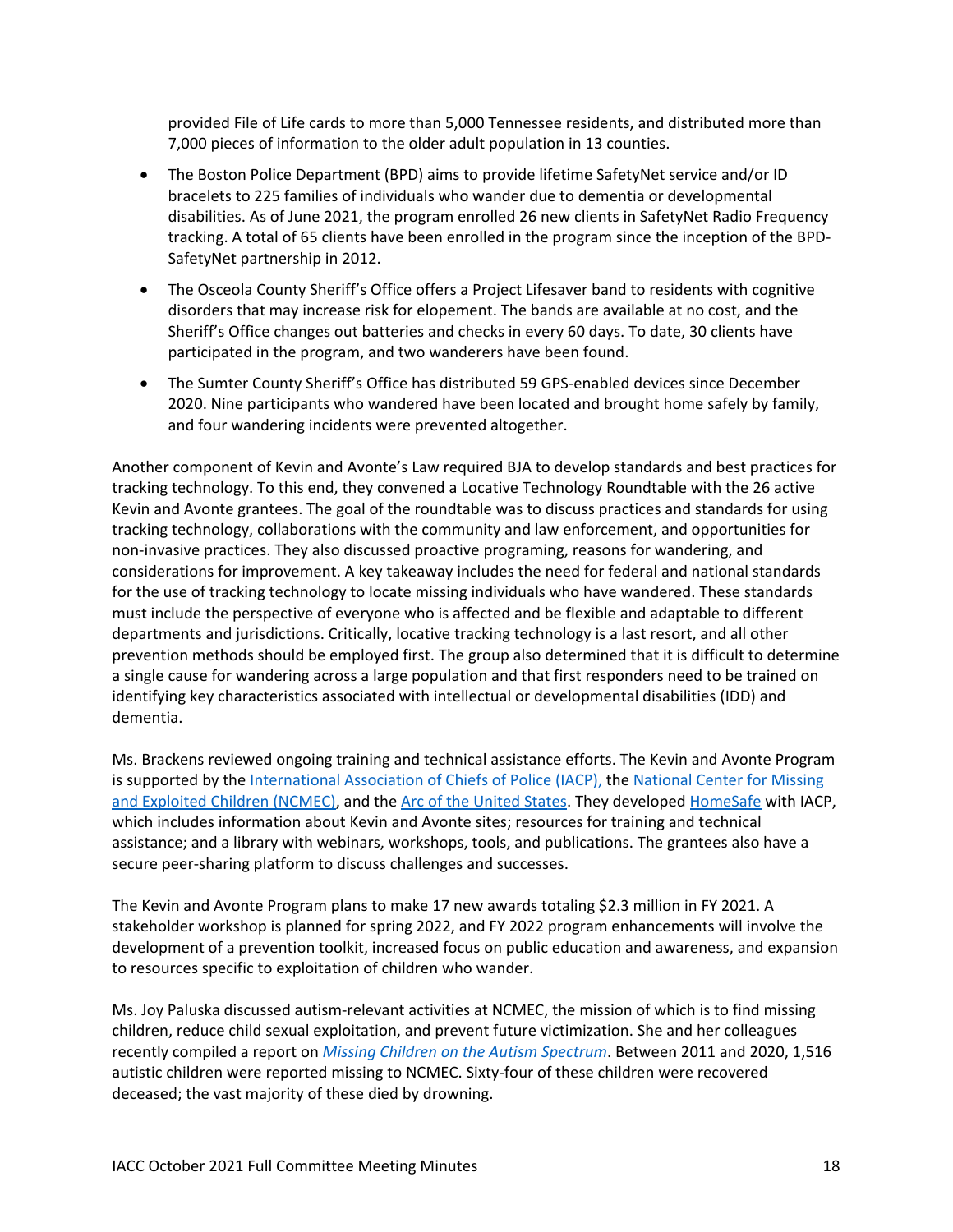provided File of Life cards to more than 5,000 Tennessee residents, and distributed more than 7,000 pieces of information to the older adult population in 13 counties.

- The Boston Police Department (BPD) aims to provide lifetime SafetyNet service and/or ID bracelets to 225 families of individuals who wander due to dementia or developmental disabilities. As of June 2021, the program enrolled 26 new clients in SafetyNet Radio Frequency tracking. A total of 65 clients have been enrolled in the program since the inception of the BPD-SafetyNet partnership in 2012.
- The Osceola County Sheriff's Office offers a Project Lifesaver band to residents with cognitive disorders that may increase risk for elopement. The bands are available at no cost, and the Sheriff's Office changes out batteries and checks in every 60 days. To date, 30 clients have participated in the program, and two wanderers have been found.
- The Sumter County Sheriff's Office has distributed 59 GPS-enabled devices since December 2020. Nine participants who wandered have been located and brought home safely by family, and four wandering incidents were prevented altogether.

Another component of Kevin and Avonte's Law required BJA to develop standards and best practices for tracking technology. To this end, they convened a Locative Technology Roundtable with the 26 active Kevin and Avonte grantees. The goal of the roundtable was to discuss practices and standards for using tracking technology, collaborations with the community and law enforcement, and opportunities for non-invasive practices. They also discussed proactive programing, reasons for wandering, and considerations for improvement. A key takeaway includes the need for federal and national standards for the use of tracking technology to locate missing individuals who have wandered. These standards must include the perspective of everyone who is affected and be flexible and adaptable to different departments and jurisdictions. Critically, locative tracking technology is a last resort, and all other prevention methods should be employed first. The group also determined that it is difficult to determine a single cause for wandering across a large population and that first responders need to be trained on identifying key characteristics associated with intellectual or developmental disabilities (IDD) and dementia.

Ms. Brackens reviewed ongoing training and technical assistance efforts. The Kevin and Avonte Program is supported by the International Association of Chiefs of Police (IACP), the National Center for Missing and Exploited Children (NCMEC), and the Arc of the United States. They developed HomeSafe with IACP, which includes information about Kevin and Avonte sites; resources for training and technical assistance; and a library with webinars, workshops, tools, and publications. The grantees also have a secure peer-sharing platform to discuss challenges and successes.

The Kevin and Avonte Program plans to make 17 new awards totaling $2.3 million in FY 2021. A stakeholder workshop is planned for spring 2022, and FY 2022 program enhancements will involve the development of a prevention toolkit, increased focus on public education and awareness, and expansion to resources specific to exploitation of children who wander.

Ms. Joy Paluska discussed autism-relevant activities at NCMEC, the mission of which is to find missing children, reduce child sexual exploitation, and prevent future victimization. She and her colleagues recently compiled a report on *Missing Children on the Autism Spectrum*. Between 2011 and 2020, 1,516 autistic children were reported missing to NCMEC. Sixty-four of these children were recovered deceased; the vast majority of these died by drowning.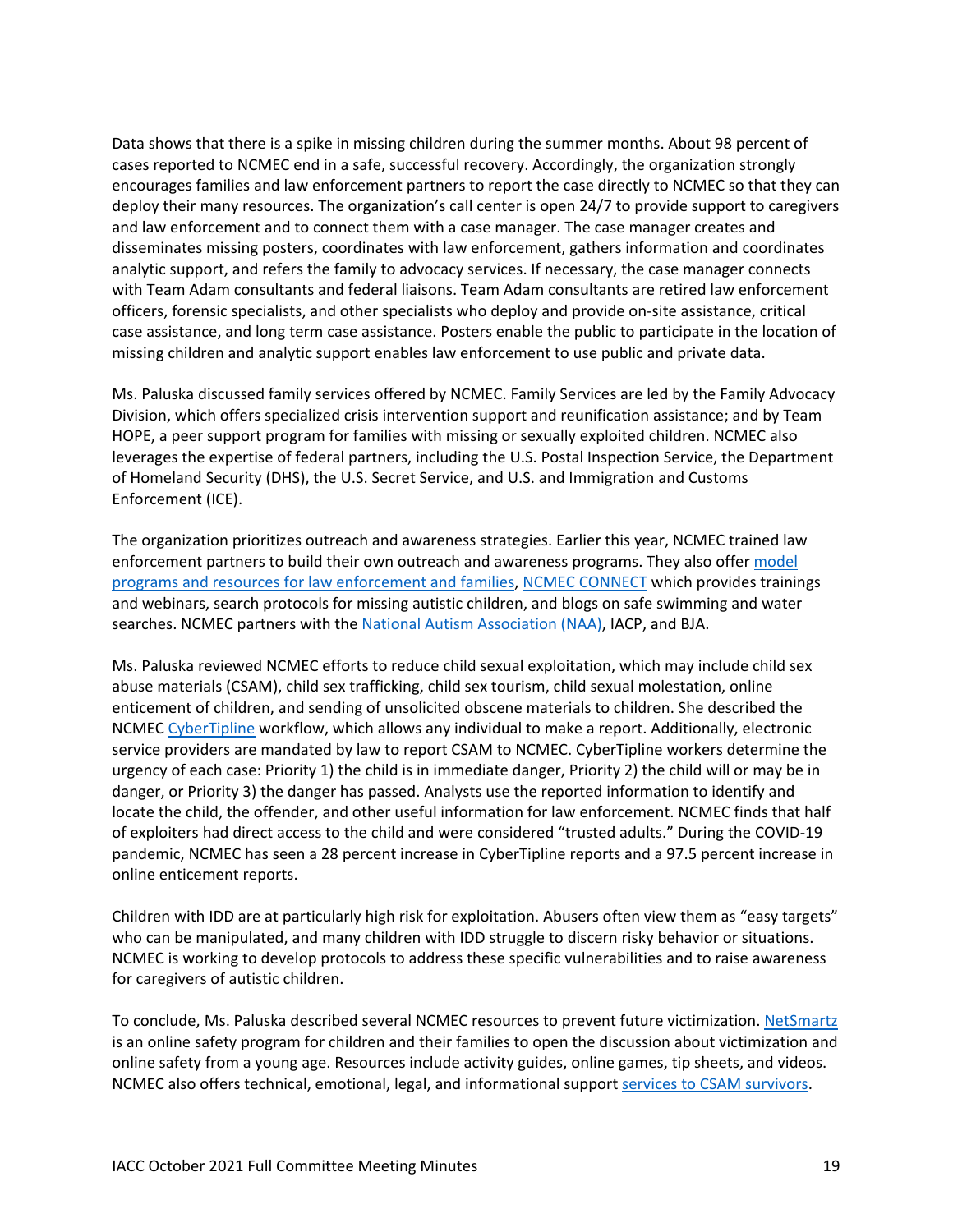Data shows that there is a spike in missing children during the summer months. About 98 percent of cases reported to NCMEC end in a safe, successful recovery. Accordingly, the organization strongly encourages families and law enforcement partners to report the case directly to NCMEC so that they can deploy their many resources. The organization's call center is open 24/7 to provide support to caregivers and law enforcement and to connect them with a case manager. The case manager creates and disseminates missing posters, coordinates with law enforcement, gathers information and coordinates analytic support, and refers the family to advocacy services. If necessary, the case manager connects with Team Adam consultants and federal liaisons. Team Adam consultants are retired law enforcement officers, forensic specialists, and other specialists who deploy and provide on-site assistance, critical case assistance, and long term case assistance. Posters enable the public to participate in the location of missing children and analytic support enables law enforcement to use public and private data.

Ms. Paluska discussed family services offered by NCMEC. Family Services are led by the Family Advocacy Division, which offers specialized crisis intervention support and reunification assistance; and by Team HOPE, a peer support program for families with missing or sexually exploited children. NCMEC also leverages the expertise of federal partners, including the U.S. Postal Inspection Service, the Department of Homeland Security (DHS), the U.S. Secret Service, and U.S. and Immigration and Customs Enforcement (ICE).

The organization prioritizes outreach and awareness strategies. Earlier this year, NCMEC trained law enforcement partners to build their own outreach and awareness programs. They also offer model programs and resources for law enforcement and families, NCMEC CONNECT which provides trainings and webinars, search protocols for missing autistic children, and blogs on safe swimming and water searches. NCMEC partners with the National Autism Association (NAA), IACP, and BJA.

Ms. Paluska reviewed NCMEC efforts to reduce child sexual exploitation, which may include child sex abuse materials (CSAM), child sex trafficking, child sex tourism, child sexual molestation, online enticement of children, and sending of unsolicited obscene materials to children. She described the NCMEC CyberTipline workflow, which allows any individual to make a report. Additionally, electronic service providers are mandated by law to report CSAM to NCMEC. CyberTipline workers determine the urgency of each case: Priority 1) the child is in immediate danger, Priority 2) the child will or may be in danger, or Priority 3) the danger has passed. Analysts use the reported information to identify and locate the child, the offender, and other useful information for law enforcement. NCMEC finds that half of exploiters had direct access to the child and were considered "trusted adults." During the COVID-19 pandemic, NCMEC has seen a 28 percent increase in CyberTipline reports and a 97.5 percent increase in online enticement reports.

Children with IDD are at particularly high risk for exploitation. Abusers often view them as "easy targets" who can be manipulated, and many children with IDD struggle to discern risky behavior or situations. NCMEC is working to develop protocols to address these specific vulnerabilities and to raise awareness for caregivers of autistic children.

To conclude, Ms. Paluska described several NCMEC resources to prevent future victimization. NetSmartz is an online safety program for children and their families to open the discussion about victimization and online safety from a young age. Resources include activity guides, online games, tip sheets, and videos. NCMEC also offers technical, emotional, legal, and informational support services to CSAM survivors.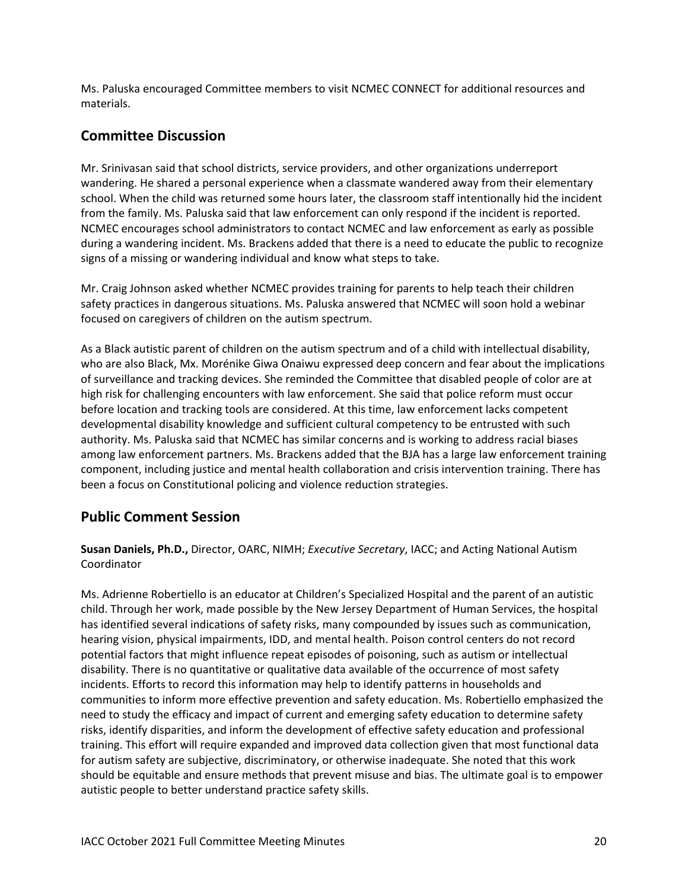Ms. Paluska encouraged Committee members to visit NCMEC CONNECT for additional resources and materials.

## Committee Discussion

Mr. Srinivasan said that school districts, service providers, and other organizations underreport wandering. He shared a personal experience when a classmate wandered away from their elementary school. When the child was returned some hours later, the classroom staff intentionally hid the incident from the family. Ms. Paluska said that law enforcement can only respond if the incident is reported. NCMEC encourages school administrators to contact NCMEC and law enforcement as early as possible during a wandering incident. Ms. Brackens added that there is a need to educate the public to recognize signs of a missing or wandering individual and know what steps to take.

Mr. Craig Johnson asked whether NCMEC provides training for parents to help teach their children safety practices in dangerous situations. Ms. Paluska answered that NCMEC will soon hold a webinar focused on caregivers of children on the autism spectrum.

As a Black autistic parent of children on the autism spectrum and of a child with intellectual disability, who are also Black, Mx. Morénike Giwa Onaiwu expressed deep concern and fear about the implications of surveillance and tracking devices. She reminded the Committee that disabled people of color are at high risk for challenging encounters with law enforcement. She said that police reform must occur before location and tracking tools are considered. At this time, law enforcement lacks competent developmental disability knowledge and sufficient cultural competency to be entrusted with such authority. Ms. Paluska said that NCMEC has similar concerns and is working to address racial biases among law enforcement partners. Ms. Brackens added that the BJA has a large law enforcement training component, including justice and mental health collaboration and crisis intervention training. There has been a focus on Constitutional policing and violence reduction strategies.

## Public Comment Session

**Susan Daniels, Ph.D.,** Director, OARC, NIMH; *Executive Secretary*, IACC; and Acting National Autism Coordinator

Ms. Adrienne Robertiello is an educator at Children's Specialized Hospital and the parent of an autistic child. Through her work, made possible by the New Jersey Department of Human Services, the hospital has identified several indications of safety risks, many compounded by issues such as communication, hearing vision, physical impairments, IDD, and mental health. Poison control centers do not record potential factors that might influence repeat episodes of poisoning, such as autism or intellectual disability. There is no quantitative or qualitative data available of the occurrence of most safety incidents. Efforts to record this information may help to identify patterns in households and communities to inform more effective prevention and safety education. Ms. Robertiello emphasized the need to study the efficacy and impact of current and emerging safety education to determine safety risks, identify disparities, and inform the development of effective safety education and professional training. This effort will require expanded and improved data collection given that most functional data for autism safety are subjective, discriminatory, or otherwise inadequate. She noted that this work should be equitable and ensure methods that prevent misuse and bias. The ultimate goal is to empower autistic people to better understand practice safety skills.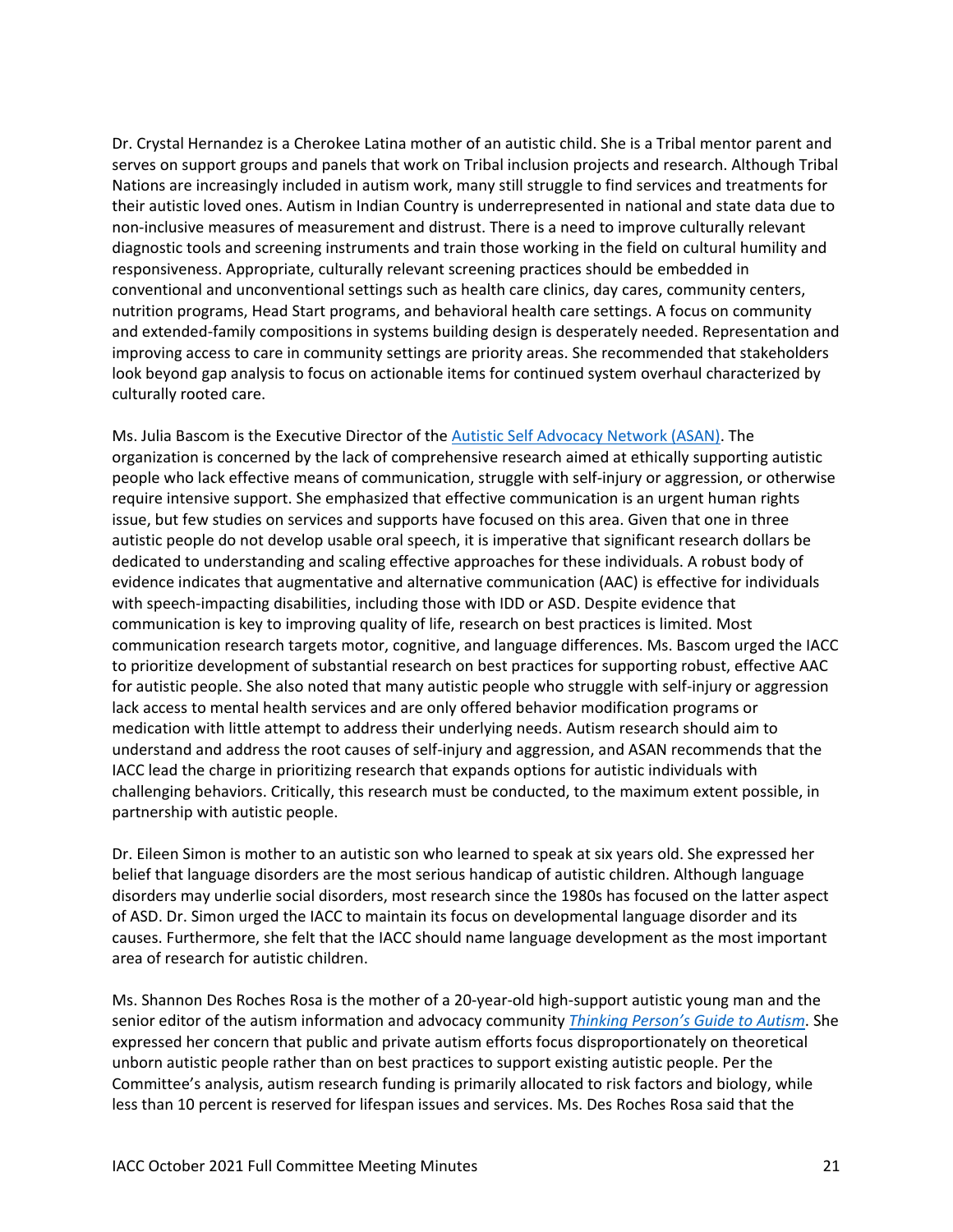Dr. Crystal Hernandez is a Cherokee Latina mother of an autistic child. She is a Tribal mentor parent and serves on support groups and panels that work on Tribal inclusion projects and research. Although Tribal Nations are increasingly included in autism work, many still struggle to find services and treatments for their autistic loved ones. Autism in Indian Country is underrepresented in national and state data due to non-inclusive measures of measurement and distrust. There is a need to improve culturally relevant diagnostic tools and screening instruments and train those working in the field on cultural humility and responsiveness. Appropriate, culturally relevant screening practices should be embedded in conventional and unconventional settings such as health care clinics, day cares, community centers, nutrition programs, Head Start programs, and behavioral health care settings. A focus on community and extended-family compositions in systems building design is desperately needed. Representation and improving access to care in community settings are priority areas. She recommended that stakeholders look beyond gap analysis to focus on actionable items for continued system overhaul characterized by culturally rooted care.

Ms. Julia Bascom is the Executive Director of the Autistic Self Advocacy Network (ASAN). The organization is concerned by the lack of comprehensive research aimed at ethically supporting autistic people who lack effective means of communication, struggle with self-injury or aggression, or otherwise require intensive support. She emphasized that effective communication is an urgent human rights issue, but few studies on services and supports have focused on this area. Given that one in three autistic people do not develop usable oral speech, it is imperative that significant research dollars be dedicated to understanding and scaling effective approaches for these individuals. A robust body of evidence indicates that augmentative and alternative communication (AAC) is effective for individuals with speech-impacting disabilities, including those with IDD or ASD. Despite evidence that communication is key to improving quality of life, research on best practices is limited. Most communication research targets motor, cognitive, and language differences. Ms. Bascom urged the IACC to prioritize development of substantial research on best practices for supporting robust, effective AAC for autistic people. She also noted that many autistic people who struggle with self-injury or aggression lack access to mental health services and are only offered behavior modification programs or medication with little attempt to address their underlying needs. Autism research should aim to understand and address the root causes of self-injury and aggression, and ASAN recommends that the IACC lead the charge in prioritizing research that expands options for autistic individuals with challenging behaviors. Critically, this research must be conducted, to the maximum extent possible, in partnership with autistic people.

Dr. Eileen Simon is mother to an autistic son who learned to speak at six years old. She expressed her belief that language disorders are the most serious handicap of autistic children. Although language disorders may underlie social disorders, most research since the 1980s has focused on the latter aspect of ASD. Dr. Simon urged the IACC to maintain its focus on developmental language disorder and its causes. Furthermore, she felt that the IACC should name language development as the most important area of research for autistic children.

Ms. Shannon Des Roches Rosa is the mother of a 20-year-old high-support autistic young man and the senior editor of the autism information and advocacy community *Thinking Person's Guide to Autism*. She expressed her concern that public and private autism efforts focus disproportionately on theoretical unborn autistic people rather than on best practices to support existing autistic people. Per the Committee's analysis, autism research funding is primarily allocated to risk factors and biology, while less than 10 percent is reserved for lifespan issues and services. Ms. Des Roches Rosa said that the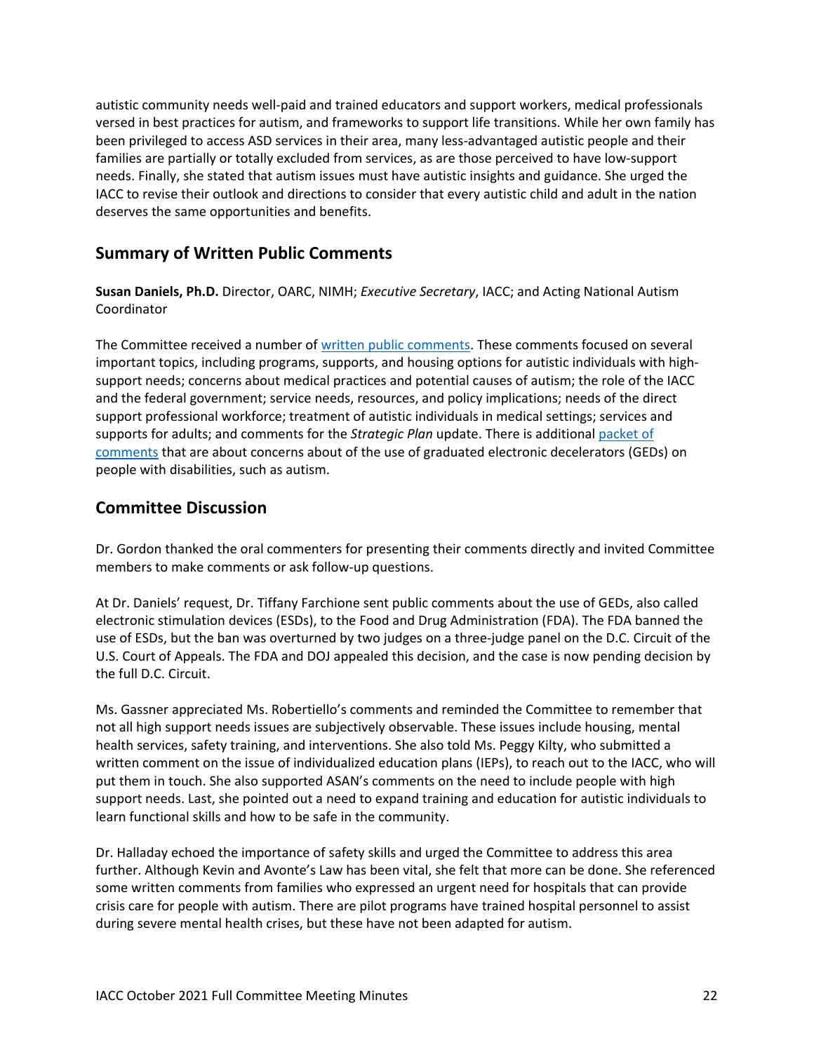autistic community needs well-paid and trained educators and support workers, medical professionals versed in best practices for autism, and frameworks to support life transitions. While her own family has been privileged to access ASD services in their area, many less-advantaged autistic people and their families are partially or totally excluded from services, as are those perceived to have low-support needs. Finally, she stated that autism issues must have autistic insights and guidance. She urged the IACC to revise their outlook and directions to consider that every autistic child and adult in the nation deserves the same opportunities and benefits.

## Summary of Written Public Comments

**Susan Daniels, Ph.D.** Director, OARC, NIMH; *Executive Secretary*, IACC; and Acting National Autism Coordinator

The Committee received a number of written public comments. These comments focused on several important topics, including programs, supports, and housing options for autistic individuals with high-support needs; concerns about medical practices and potential causes of autism; the role of the IACC and the federal government; service needs, resources, and policy implications; needs of the direct support professional workforce; treatment of autistic individuals in medical settings; services and supports for adults; and comments for the *Strategic Plan* update. There is additional packet of comments that are about concerns about of the use of graduated electronic decelerators (GEDs) on people with disabilities, such as autism.

## Committee Discussion

Dr. Gordon thanked the oral commenters for presenting their comments directly and invited Committee members to make comments or ask follow-up questions.

At Dr. Daniels' request, Dr. Tiffany Farchione sent public comments about the use of GEDs, also called electronic stimulation devices (ESDs), to the Food and Drug Administration (FDA). The FDA banned the use of ESDs, but the ban was overturned by two judges on a three-judge panel on the D.C. Circuit of the U.S. Court of Appeals. The FDA and DOJ appealed this decision, and the case is now pending decision by the full D.C. Circuit.

Ms. Gassner appreciated Ms. Robertiello's comments and reminded the Committee to remember that not all high support needs issues are subjectively observable. These issues include housing, mental health services, safety training, and interventions. She also told Ms. Peggy Kilty, who submitted a written comment on the issue of individualized education plans (IEPs), to reach out to the IACC, who will put them in touch. She also supported ASAN's comments on the need to include people with high support needs. Last, she pointed out a need to expand training and education for autistic individuals to learn functional skills and how to be safe in the community.

Dr. Halladay echoed the importance of safety skills and urged the Committee to address this area further. Although Kevin and Avonte's Law has been vital, she felt that more can be done. She referenced some written comments from families who expressed an urgent need for hospitals that can provide crisis care for people with autism. There are pilot programs have trained hospital personnel to assist during severe mental health crises, but these have not been adapted for autism.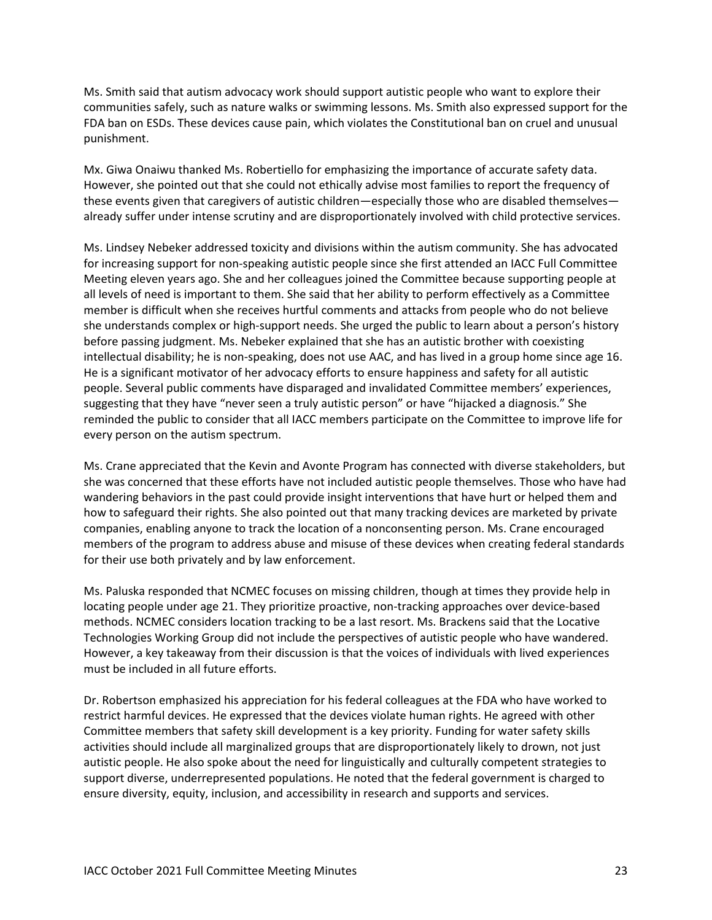Ms. Smith said that autism advocacy work should support autistic people who want to explore their communities safely, such as nature walks or swimming lessons. Ms. Smith also expressed support for the FDA ban on ESDs. These devices cause pain, which violates the Constitutional ban on cruel and unusual punishment.

Mx. Giwa Onaiwu thanked Ms. Robertiello for emphasizing the importance of accurate safety data. However, she pointed out that she could not ethically advise most families to report the frequency of these events given that caregivers of autistic children—especially those who are disabled themselves—already suffer under intense scrutiny and are disproportionately involved with child protective services.

Ms. Lindsey Nebeker addressed toxicity and divisions within the autism community. She has advocated for increasing support for non-speaking autistic people since she first attended an IACC Full Committee Meeting eleven years ago. She and her colleagues joined the Committee because supporting people at all levels of need is important to them. She said that her ability to perform effectively as a Committee member is difficult when she receives hurtful comments and attacks from people who do not believe she understands complex or high-support needs. She urged the public to learn about a person's history before passing judgment. Ms. Nebeker explained that she has an autistic brother with coexisting intellectual disability; he is non-speaking, does not use AAC, and has lived in a group home since age 16. He is a significant motivator of her advocacy efforts to ensure happiness and safety for all autistic people. Several public comments have disparaged and invalidated Committee members' experiences, suggesting that they have "never seen a truly autistic person" or have "hijacked a diagnosis." She reminded the public to consider that all IACC members participate on the Committee to improve life for every person on the autism spectrum.

Ms. Crane appreciated that the Kevin and Avonte Program has connected with diverse stakeholders, but she was concerned that these efforts have not included autistic people themselves. Those who have had wandering behaviors in the past could provide insight interventions that have hurt or helped them and how to safeguard their rights. She also pointed out that many tracking devices are marketed by private companies, enabling anyone to track the location of a nonconsenting person. Ms. Crane encouraged members of the program to address abuse and misuse of these devices when creating federal standards for their use both privately and by law enforcement.

Ms. Paluska responded that NCMEC focuses on missing children, though at times they provide help in locating people under age 21. They prioritize proactive, non-tracking approaches over device-based methods. NCMEC considers location tracking to be a last resort. Ms. Brackens said that the Locative Technologies Working Group did not include the perspectives of autistic people who have wandered. However, a key takeaway from their discussion is that the voices of individuals with lived experiences must be included in all future efforts.

Dr. Robertson emphasized his appreciation for his federal colleagues at the FDA who have worked to restrict harmful devices. He expressed that the devices violate human rights. He agreed with other Committee members that safety skill development is a key priority. Funding for water safety skills activities should include all marginalized groups that are disproportionately likely to drown, not just autistic people. He also spoke about the need for linguistically and culturally competent strategies to support diverse, underrepresented populations. He noted that the federal government is charged to ensure diversity, equity, inclusion, and accessibility in research and supports and services.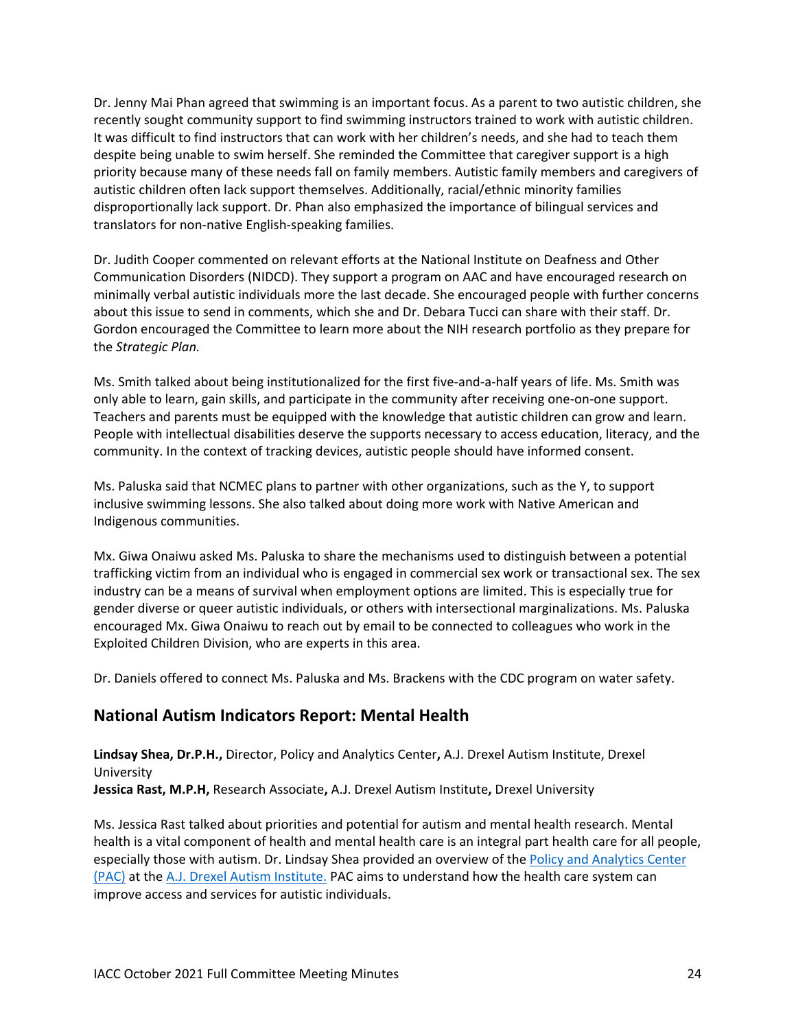Dr. Jenny Mai Phan agreed that swimming is an important focus. As a parent to two autistic children, she recently sought community support to find swimming instructors trained to work with autistic children. It was difficult to find instructors that can work with her children's needs, and she had to teach them despite being unable to swim herself. She reminded the Committee that caregiver support is a high priority because many of these needs fall on family members. Autistic family members and caregivers of autistic children often lack support themselves. Additionally, racial/ethnic minority families disproportionally lack support. Dr. Phan also emphasized the importance of bilingual services and translators for non-native English-speaking families.

Dr. Judith Cooper commented on relevant efforts at the National Institute on Deafness and Other Communication Disorders (NIDCD). They support a program on AAC and have encouraged research on minimally verbal autistic individuals more the last decade. She encouraged people with further concerns about this issue to send in comments, which she and Dr. Debara Tucci can share with their staff. Dr. Gordon encouraged the Committee to learn more about the NIH research portfolio as they prepare for the *Strategic Plan.*

Ms. Smith talked about being institutionalized for the first five-and-a-half years of life. Ms. Smith was only able to learn, gain skills, and participate in the community after receiving one-on-one support. Teachers and parents must be equipped with the knowledge that autistic children can grow and learn. People with intellectual disabilities deserve the supports necessary to access education, literacy, and the community. In the context of tracking devices, autistic people should have informed consent.

Ms. Paluska said that NCMEC plans to partner with other organizations, such as the Y, to support inclusive swimming lessons. She also talked about doing more work with Native American and Indigenous communities.

Mx. Giwa Onaiwu asked Ms. Paluska to share the mechanisms used to distinguish between a potential trafficking victim from an individual who is engaged in commercial sex work or transactional sex. The sex industry can be a means of survival when employment options are limited. This is especially true for gender diverse or queer autistic individuals, or others with intersectional marginalizations. Ms. Paluska encouraged Mx. Giwa Onaiwu to reach out by email to be connected to colleagues who work in the Exploited Children Division, who are experts in this area.

Dr. Daniels offered to connect Ms. Paluska and Ms. Brackens with the CDC program on water safety.

## National Autism Indicators Report: Mental Health

**Lindsay Shea, Dr.P.H.,** Director, Policy and Analytics Center**,** A.J. Drexel Autism Institute, Drexel University
**Jessica Rast, M.P.H,** Research Associate**,** A.J. Drexel Autism Institute**,** Drexel University

Ms. Jessica Rast talked about priorities and potential for autism and mental health research. Mental health is a vital component of health and mental health care is an integral part health care for all people, especially those with autism. Dr. Lindsay Shea provided an overview of the Policy and Analytics Center (PAC) at the A.J. Drexel Autism Institute. PAC aims to understand how the health care system can improve access and services for autistic individuals.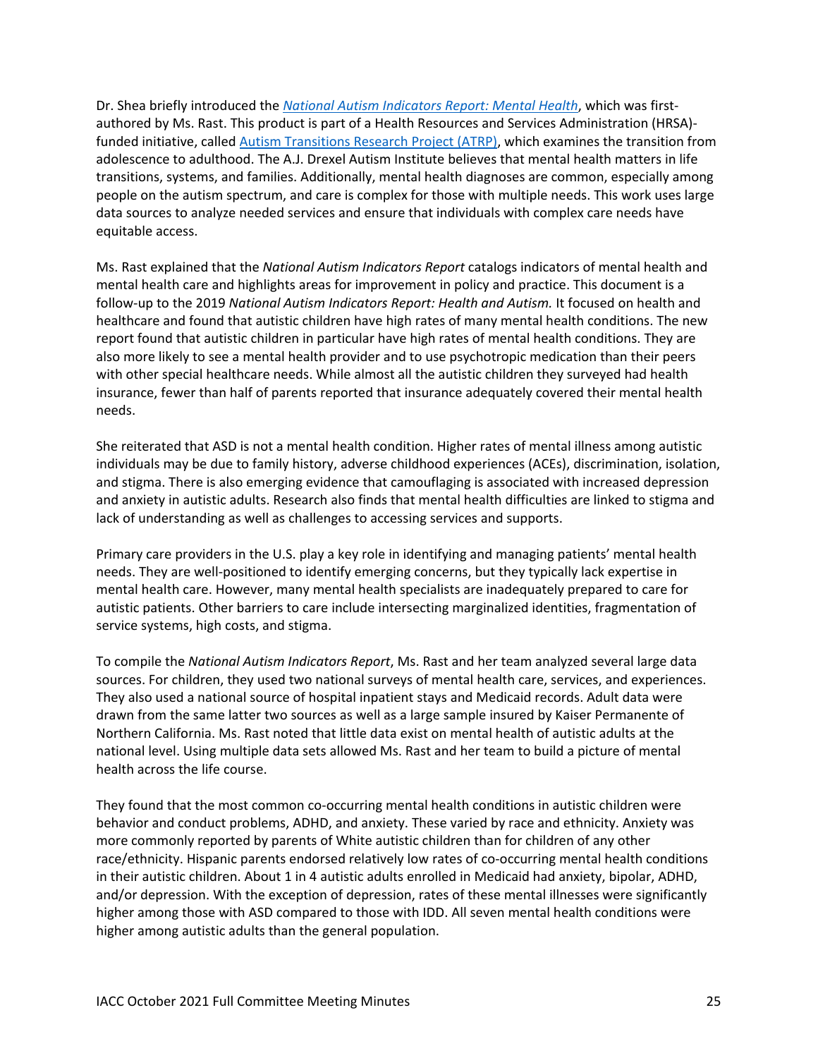Dr. Shea briefly introduced the [*National Autism Indicators Report: Mental Health*](), which was first-authored by Ms. Rast. This product is part of a Health Resources and Services Administration (HRSA)-funded initiative, called [Autism Transitions Research Project (ATRP)](), which examines the transition from adolescence to adulthood. The A.J. Drexel Autism Institute believes that mental health matters in life transitions, systems, and families. Additionally, mental health diagnoses are common, especially among people on the autism spectrum, and care is complex for those with multiple needs. This work uses large data sources to analyze needed services and ensure that individuals with complex care needs have equitable access.

Ms. Rast explained that the *National Autism Indicators Report* catalogs indicators of mental health and mental health care and highlights areas for improvement in policy and practice. This document is a follow-up to the 2019 *National Autism Indicators Report: Health and Autism.* It focused on health and healthcare and found that autistic children have high rates of many mental health conditions. The new report found that autistic children in particular have high rates of mental health conditions. They are also more likely to see a mental health provider and to use psychotropic medication than their peers with other special healthcare needs. While almost all the autistic children they surveyed had health insurance, fewer than half of parents reported that insurance adequately covered their mental health needs.

She reiterated that ASD is not a mental health condition. Higher rates of mental illness among autistic individuals may be due to family history, adverse childhood experiences (ACEs), discrimination, isolation, and stigma. There is also emerging evidence that camouflaging is associated with increased depression and anxiety in autistic adults. Research also finds that mental health difficulties are linked to stigma and lack of understanding as well as challenges to accessing services and supports.

Primary care providers in the U.S. play a key role in identifying and managing patients' mental health needs. They are well-positioned to identify emerging concerns, but they typically lack expertise in mental health care. However, many mental health specialists are inadequately prepared to care for autistic patients. Other barriers to care include intersecting marginalized identities, fragmentation of service systems, high costs, and stigma.

To compile the *National Autism Indicators Report*, Ms. Rast and her team analyzed several large data sources. For children, they used two national surveys of mental health care, services, and experiences. They also used a national source of hospital inpatient stays and Medicaid records. Adult data were drawn from the same latter two sources as well as a large sample insured by Kaiser Permanente of Northern California. Ms. Rast noted that little data exist on mental health of autistic adults at the national level. Using multiple data sets allowed Ms. Rast and her team to build a picture of mental health across the life course.

They found that the most common co-occurring mental health conditions in autistic children were behavior and conduct problems, ADHD, and anxiety. These varied by race and ethnicity. Anxiety was more commonly reported by parents of White autistic children than for children of any other race/ethnicity. Hispanic parents endorsed relatively low rates of co-occurring mental health conditions in their autistic children. About 1 in 4 autistic adults enrolled in Medicaid had anxiety, bipolar, ADHD, and/or depression. With the exception of depression, rates of these mental illnesses were significantly higher among those with ASD compared to those with IDD. All seven mental health conditions were higher among autistic adults than the general population.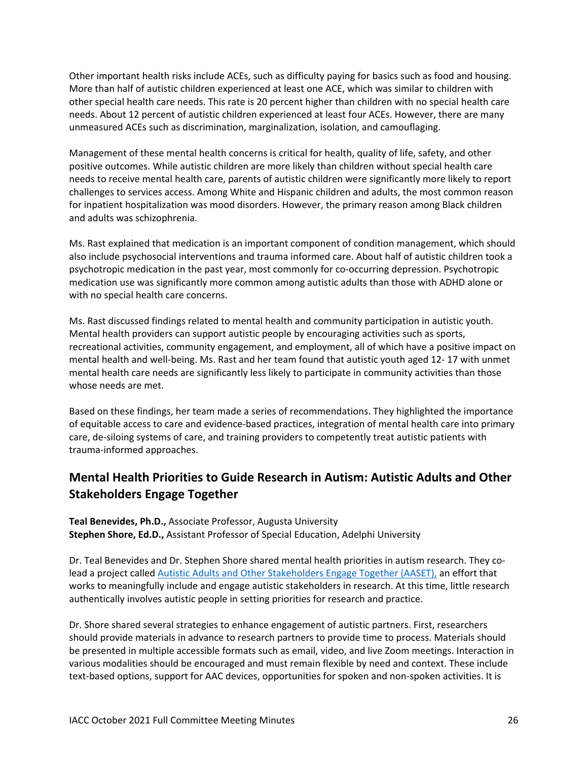Other important health risks include ACEs, such as difficulty paying for basics such as food and housing. More than half of autistic children experienced at least one ACE, which was similar to children with other special health care needs. This rate is 20 percent higher than children with no special health care needs. About 12 percent of autistic children experienced at least four ACEs. However, there are many unmeasured ACEs such as discrimination, marginalization, isolation, and camouflaging.

Management of these mental health concerns is critical for health, quality of life, safety, and other positive outcomes. While autistic children are more likely than children without special health care needs to receive mental health care, parents of autistic children were significantly more likely to report challenges to services access. Among White and Hispanic children and adults, the most common reason for inpatient hospitalization was mood disorders. However, the primary reason among Black children and adults was schizophrenia.

Ms. Rast explained that medication is an important component of condition management, which should also include psychosocial interventions and trauma informed care. About half of autistic children took a psychotropic medication in the past year, most commonly for co-occurring depression. Psychotropic medication use was significantly more common among autistic adults than those with ADHD alone or with no special health care concerns.

Ms. Rast discussed findings related to mental health and community participation in autistic youth. Mental health providers can support autistic people by encouraging activities such as sports, recreational activities, community engagement, and employment, all of which have a positive impact on mental health and well-being. Ms. Rast and her team found that autistic youth aged 12- 17 with unmet mental health care needs are significantly less likely to participate in community activities than those whose needs are met.

Based on these findings, her team made a series of recommendations. They highlighted the importance of equitable access to care and evidence-based practices, integration of mental health care into primary care, de-siloing systems of care, and training providers to competently treat autistic patients with trauma-informed approaches.

## Mental Health Priorities to Guide Research in Autism: Autistic Adults and Other Stakeholders Engage Together

**Teal Benevides, Ph.D.,** Associate Professor, Augusta University
**Stephen Shore, Ed.D.,** Assistant Professor of Special Education, Adelphi University

Dr. Teal Benevides and Dr. Stephen Shore shared mental health priorities in autism research. They co-lead a project called Autistic Adults and Other Stakeholders Engage Together (AASET), an effort that works to meaningfully include and engage autistic stakeholders in research. At this time, little research authentically involves autistic people in setting priorities for research and practice.

Dr. Shore shared several strategies to enhance engagement of autistic partners. First, researchers should provide materials in advance to research partners to provide time to process. Materials should be presented in multiple accessible formats such as email, video, and live Zoom meetings. Interaction in various modalities should be encouraged and must remain flexible by need and context. These include text-based options, support for AAC devices, opportunities for spoken and non-spoken activities. It is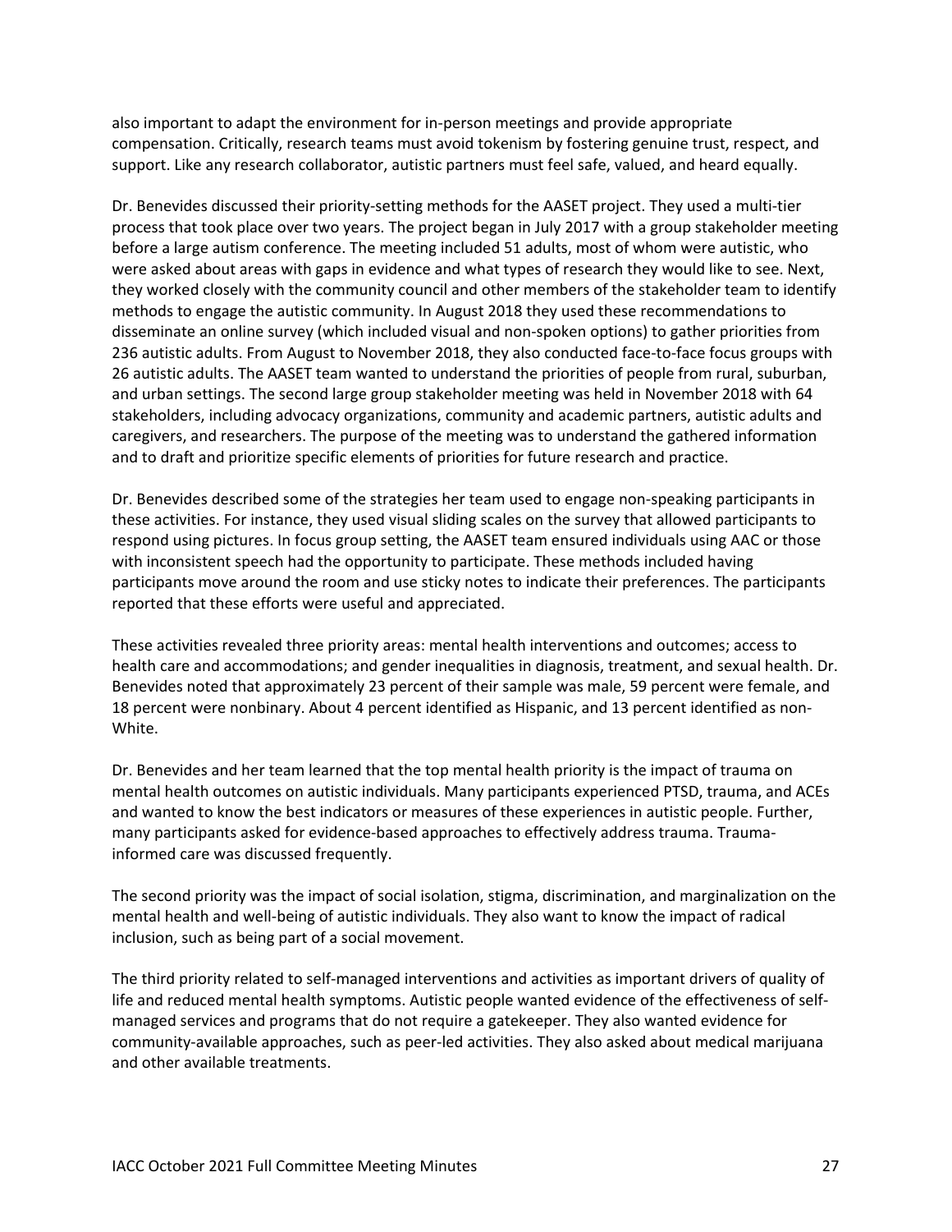also important to adapt the environment for in-person meetings and provide appropriate compensation. Critically, research teams must avoid tokenism by fostering genuine trust, respect, and support. Like any research collaborator, autistic partners must feel safe, valued, and heard equally.

Dr. Benevides discussed their priority-setting methods for the AASET project. They used a multi-tier process that took place over two years. The project began in July 2017 with a group stakeholder meeting before a large autism conference. The meeting included 51 adults, most of whom were autistic, who were asked about areas with gaps in evidence and what types of research they would like to see. Next, they worked closely with the community council and other members of the stakeholder team to identify methods to engage the autistic community. In August 2018 they used these recommendations to disseminate an online survey (which included visual and non-spoken options) to gather priorities from 236 autistic adults. From August to November 2018, they also conducted face-to-face focus groups with 26 autistic adults. The AASET team wanted to understand the priorities of people from rural, suburban, and urban settings. The second large group stakeholder meeting was held in November 2018 with 64 stakeholders, including advocacy organizations, community and academic partners, autistic adults and caregivers, and researchers. The purpose of the meeting was to understand the gathered information and to draft and prioritize specific elements of priorities for future research and practice.

Dr. Benevides described some of the strategies her team used to engage non-speaking participants in these activities. For instance, they used visual sliding scales on the survey that allowed participants to respond using pictures. In focus group setting, the AASET team ensured individuals using AAC or those with inconsistent speech had the opportunity to participate. These methods included having participants move around the room and use sticky notes to indicate their preferences. The participants reported that these efforts were useful and appreciated.

These activities revealed three priority areas: mental health interventions and outcomes; access to health care and accommodations; and gender inequalities in diagnosis, treatment, and sexual health. Dr. Benevides noted that approximately 23 percent of their sample was male, 59 percent were female, and 18 percent were nonbinary. About 4 percent identified as Hispanic, and 13 percent identified as non-White.

Dr. Benevides and her team learned that the top mental health priority is the impact of trauma on mental health outcomes on autistic individuals. Many participants experienced PTSD, trauma, and ACEs and wanted to know the best indicators or measures of these experiences in autistic people. Further, many participants asked for evidence-based approaches to effectively address trauma. Trauma-informed care was discussed frequently.

The second priority was the impact of social isolation, stigma, discrimination, and marginalization on the mental health and well-being of autistic individuals. They also want to know the impact of radical inclusion, such as being part of a social movement.

The third priority related to self-managed interventions and activities as important drivers of quality of life and reduced mental health symptoms. Autistic people wanted evidence of the effectiveness of self-managed services and programs that do not require a gatekeeper. They also wanted evidence for community-available approaches, such as peer-led activities. They also asked about medical marijuana and other available treatments.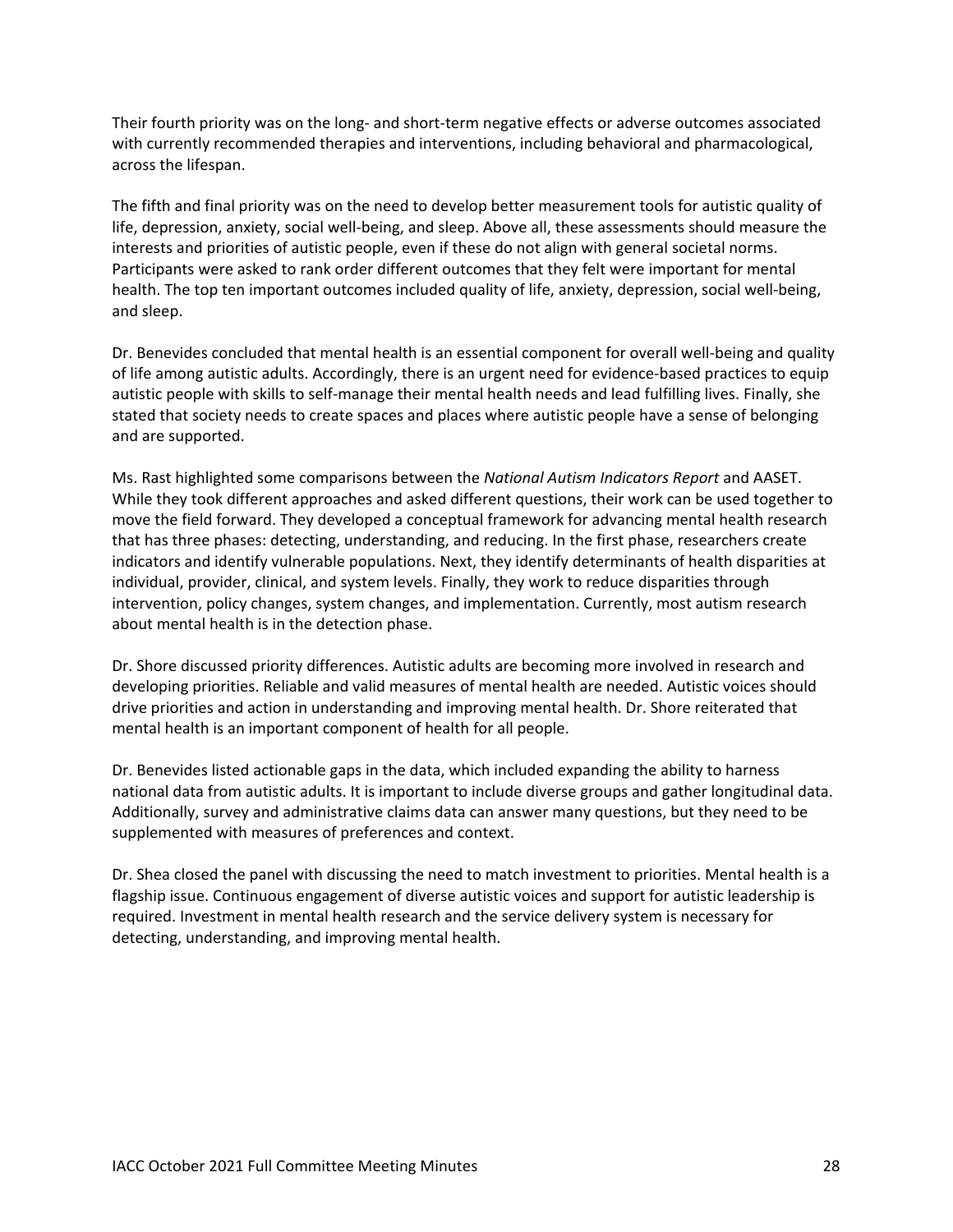Their fourth priority was on the long- and short-term negative effects or adverse outcomes associated with currently recommended therapies and interventions, including behavioral and pharmacological, across the lifespan.

The fifth and final priority was on the need to develop better measurement tools for autistic quality of life, depression, anxiety, social well-being, and sleep. Above all, these assessments should measure the interests and priorities of autistic people, even if these do not align with general societal norms. Participants were asked to rank order different outcomes that they felt were important for mental health. The top ten important outcomes included quality of life, anxiety, depression, social well-being, and sleep.

Dr. Benevides concluded that mental health is an essential component for overall well-being and quality of life among autistic adults. Accordingly, there is an urgent need for evidence-based practices to equip autistic people with skills to self-manage their mental health needs and lead fulfilling lives. Finally, she stated that society needs to create spaces and places where autistic people have a sense of belonging and are supported.

Ms. Rast highlighted some comparisons between the *National Autism Indicators Report* and AASET. While they took different approaches and asked different questions, their work can be used together to move the field forward. They developed a conceptual framework for advancing mental health research that has three phases: detecting, understanding, and reducing. In the first phase, researchers create indicators and identify vulnerable populations. Next, they identify determinants of health disparities at individual, provider, clinical, and system levels. Finally, they work to reduce disparities through intervention, policy changes, system changes, and implementation. Currently, most autism research about mental health is in the detection phase.

Dr. Shore discussed priority differences. Autistic adults are becoming more involved in research and developing priorities. Reliable and valid measures of mental health are needed. Autistic voices should drive priorities and action in understanding and improving mental health. Dr. Shore reiterated that mental health is an important component of health for all people.

Dr. Benevides listed actionable gaps in the data, which included expanding the ability to harness national data from autistic adults. It is important to include diverse groups and gather longitudinal data. Additionally, survey and administrative claims data can answer many questions, but they need to be supplemented with measures of preferences and context.

Dr. Shea closed the panel with discussing the need to match investment to priorities. Mental health is a flagship issue. Continuous engagement of diverse autistic voices and support for autistic leadership is required. Investment in mental health research and the service delivery system is necessary for detecting, understanding, and improving mental health.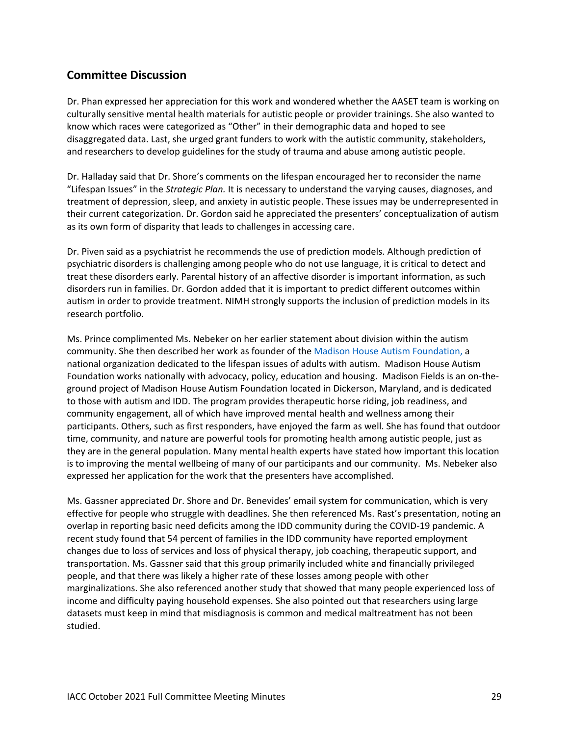## Committee Discussion

Dr. Phan expressed her appreciation for this work and wondered whether the AASET team is working on culturally sensitive mental health materials for autistic people or provider trainings. She also wanted to know which races were categorized as "Other" in their demographic data and hoped to see disaggregated data. Last, she urged grant funders to work with the autistic community, stakeholders, and researchers to develop guidelines for the study of trauma and abuse among autistic people.

Dr. Halladay said that Dr. Shore's comments on the lifespan encouraged her to reconsider the name "Lifespan Issues" in the *Strategic Plan.* It is necessary to understand the varying causes, diagnoses, and treatment of depression, sleep, and anxiety in autistic people. These issues may be underrepresented in their current categorization. Dr. Gordon said he appreciated the presenters' conceptualization of autism as its own form of disparity that leads to challenges in accessing care.

Dr. Piven said as a psychiatrist he recommends the use of prediction models. Although prediction of psychiatric disorders is challenging among people who do not use language, it is critical to detect and treat these disorders early. Parental history of an affective disorder is important information, as such disorders run in families. Dr. Gordon added that it is important to predict different outcomes within autism in order to provide treatment. NIMH strongly supports the inclusion of prediction models in its research portfolio.

Ms. Prince complimented Ms. Nebeker on her earlier statement about division within the autism community. She then described her work as founder of the Madison House Autism Foundation, a national organization dedicated to the lifespan issues of adults with autism. Madison House Autism Foundation works nationally with advocacy, policy, education and housing. Madison Fields is an on-the-ground project of Madison House Autism Foundation located in Dickerson, Maryland, and is dedicated to those with autism and IDD. The program provides therapeutic horse riding, job readiness, and community engagement, all of which have improved mental health and wellness among their participants. Others, such as first responders, have enjoyed the farm as well. She has found that outdoor time, community, and nature are powerful tools for promoting health among autistic people, just as they are in the general population. Many mental health experts have stated how important this location is to improving the mental wellbeing of many of our participants and our community. Ms. Nebeker also expressed her application for the work that the presenters have accomplished.

Ms. Gassner appreciated Dr. Shore and Dr. Benevides' email system for communication, which is very effective for people who struggle with deadlines. She then referenced Ms. Rast's presentation, noting an overlap in reporting basic need deficits among the IDD community during the COVID-19 pandemic. A recent study found that 54 percent of families in the IDD community have reported employment changes due to loss of services and loss of physical therapy, job coaching, therapeutic support, and transportation. Ms. Gassner said that this group primarily included white and financially privileged people, and that there was likely a higher rate of these losses among people with other marginalizations. She also referenced another study that showed that many people experienced loss of income and difficulty paying household expenses. She also pointed out that researchers using large datasets must keep in mind that misdiagnosis is common and medical maltreatment has not been studied.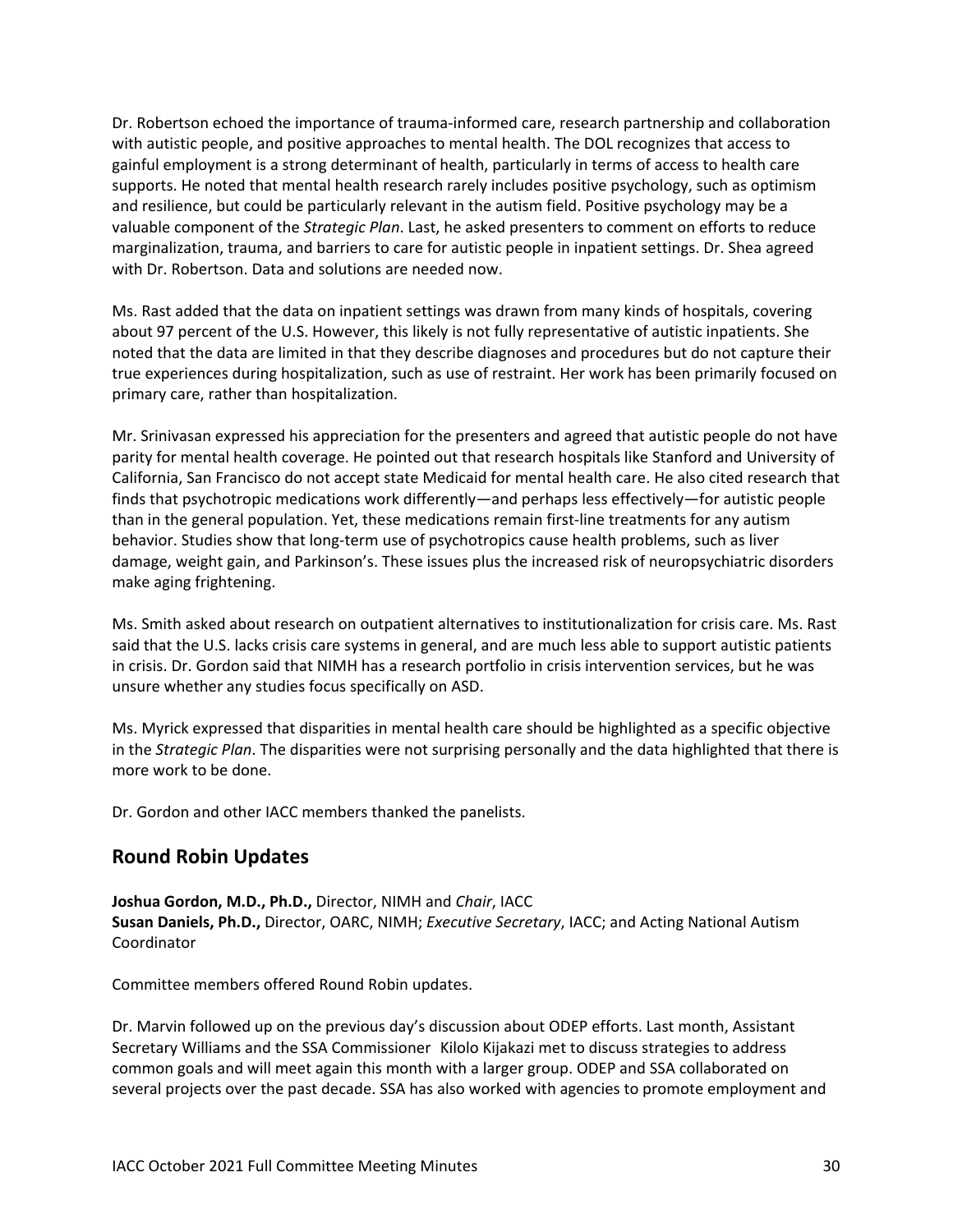Dr. Robertson echoed the importance of trauma-informed care, research partnership and collaboration with autistic people, and positive approaches to mental health. The DOL recognizes that access to gainful employment is a strong determinant of health, particularly in terms of access to health care supports. He noted that mental health research rarely includes positive psychology, such as optimism and resilience, but could be particularly relevant in the autism field. Positive psychology may be a valuable component of the *Strategic Plan*. Last, he asked presenters to comment on efforts to reduce marginalization, trauma, and barriers to care for autistic people in inpatient settings. Dr. Shea agreed with Dr. Robertson. Data and solutions are needed now.

Ms. Rast added that the data on inpatient settings was drawn from many kinds of hospitals, covering about 97 percent of the U.S. However, this likely is not fully representative of autistic inpatients. She noted that the data are limited in that they describe diagnoses and procedures but do not capture their true experiences during hospitalization, such as use of restraint. Her work has been primarily focused on primary care, rather than hospitalization.

Mr. Srinivasan expressed his appreciation for the presenters and agreed that autistic people do not have parity for mental health coverage. He pointed out that research hospitals like Stanford and University of California, San Francisco do not accept state Medicaid for mental health care. He also cited research that finds that psychotropic medications work differently—and perhaps less effectively—for autistic people than in the general population. Yet, these medications remain first-line treatments for any autism behavior. Studies show that long-term use of psychotropics cause health problems, such as liver damage, weight gain, and Parkinson's. These issues plus the increased risk of neuropsychiatric disorders make aging frightening.

Ms. Smith asked about research on outpatient alternatives to institutionalization for crisis care. Ms. Rast said that the U.S. lacks crisis care systems in general, and are much less able to support autistic patients in crisis. Dr. Gordon said that NIMH has a research portfolio in crisis intervention services, but he was unsure whether any studies focus specifically on ASD.

Ms. Myrick expressed that disparities in mental health care should be highlighted as a specific objective in the *Strategic Plan*. The disparities were not surprising personally and the data highlighted that there is more work to be done.

Dr. Gordon and other IACC members thanked the panelists.

## Round Robin Updates

**Joshua Gordon, M.D., Ph.D.,** Director, NIMH and *Chair*, IACC
**Susan Daniels, Ph.D.,** Director, OARC, NIMH; *Executive Secretary*, IACC; and Acting National Autism Coordinator

Committee members offered Round Robin updates.

Dr. Marvin followed up on the previous day's discussion about ODEP efforts. Last month, Assistant Secretary Williams and the SSA Commissioner Kilolo Kijakazi met to discuss strategies to address common goals and will meet again this month with a larger group. ODEP and SSA collaborated on several projects over the past decade. SSA has also worked with agencies to promote employment and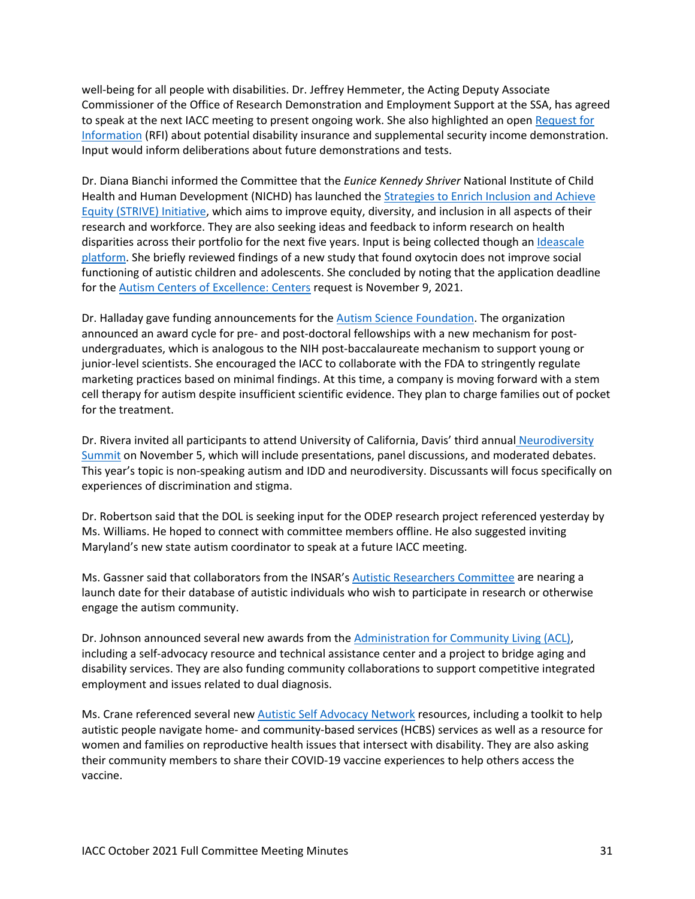well-being for all people with disabilities. Dr. Jeffrey Hemmeter, the Acting Deputy Associate Commissioner of the Office of Research Demonstration and Employment Support at the SSA, has agreed to speak at the next IACC meeting to present ongoing work. She also highlighted an open Request for Information (RFI) about potential disability insurance and supplemental security income demonstration. Input would inform deliberations about future demonstrations and tests.

Dr. Diana Bianchi informed the Committee that the *Eunice Kennedy Shriver* National Institute of Child Health and Human Development (NICHD) has launched the Strategies to Enrich Inclusion and Achieve Equity (STRIVE) Initiative, which aims to improve equity, diversity, and inclusion in all aspects of their research and workforce. They are also seeking ideas and feedback to inform research on health disparities across their portfolio for the next five years. Input is being collected though an Ideascale platform. She briefly reviewed findings of a new study that found oxytocin does not improve social functioning of autistic children and adolescents. She concluded by noting that the application deadline for the Autism Centers of Excellence: Centers request is November 9, 2021.

Dr. Halladay gave funding announcements for the Autism Science Foundation. The organization announced an award cycle for pre- and post-doctoral fellowships with a new mechanism for post-undergraduates, which is analogous to the NIH post-baccalaureate mechanism to support young or junior-level scientists. She encouraged the IACC to collaborate with the FDA to stringently regulate marketing practices based on minimal findings. At this time, a company is moving forward with a stem cell therapy for autism despite insufficient scientific evidence. They plan to charge families out of pocket for the treatment.

Dr. Rivera invited all participants to attend University of California, Davis' third annual Neurodiversity Summit on November 5, which will include presentations, panel discussions, and moderated debates. This year's topic is non-speaking autism and IDD and neurodiversity. Discussants will focus specifically on experiences of discrimination and stigma.

Dr. Robertson said that the DOL is seeking input for the ODEP research project referenced yesterday by Ms. Williams. He hoped to connect with committee members offline. He also suggested inviting Maryland's new state autism coordinator to speak at a future IACC meeting.

Ms. Gassner said that collaborators from the INSAR's Autistic Researchers Committee are nearing a launch date for their database of autistic individuals who wish to participate in research or otherwise engage the autism community.

Dr. Johnson announced several new awards from the Administration for Community Living (ACL), including a self-advocacy resource and technical assistance center and a project to bridge aging and disability services. They are also funding community collaborations to support competitive integrated employment and issues related to dual diagnosis.

Ms. Crane referenced several new Autistic Self Advocacy Network resources, including a toolkit to help autistic people navigate home- and community-based services (HCBS) services as well as a resource for women and families on reproductive health issues that intersect with disability. They are also asking their community members to share their COVID-19 vaccine experiences to help others access the vaccine.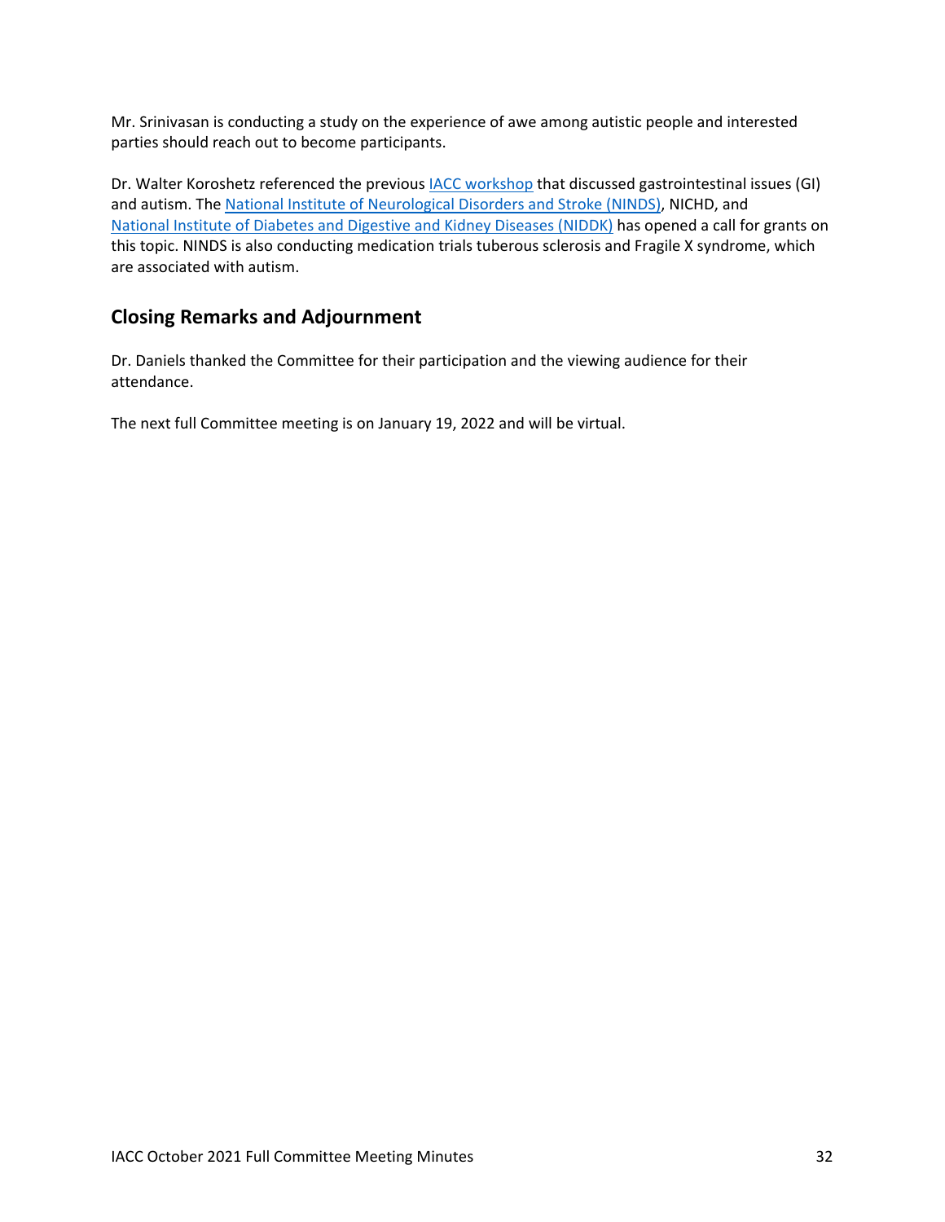Mr. Srinivasan is conducting a study on the experience of awe among autistic people and interested parties should reach out to become participants.

Dr. Walter Koroshetz referenced the previous IACC workshop that discussed gastrointestinal issues (GI) and autism. The National Institute of Neurological Disorders and Stroke (NINDS), NICHD, and National Institute of Diabetes and Digestive and Kidney Diseases (NIDDK) has opened a call for grants on this topic. NINDS is also conducting medication trials tuberous sclerosis and Fragile X syndrome, which are associated with autism.

## Closing Remarks and Adjournment

Dr. Daniels thanked the Committee for their participation and the viewing audience for their attendance.

The next full Committee meeting is on January 19, 2022 and will be virtual.